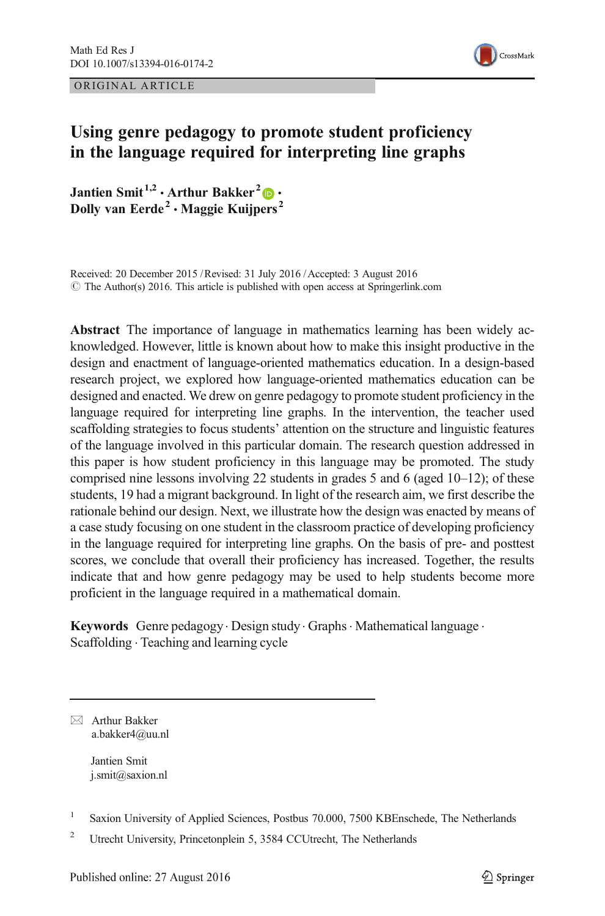ORIGINAL ARTICLE

# Using genre pedagogy to promote student proficiency in the language required for interpreting line graphs

**Jantien Smit**[1,2] **· Arthur Bakker**[2] **· Dolly van Eerde**[2] **· Maggie Kuijpers**[2]

Received: 20 December 2015 / Revised: 31 July 2016 / Accepted: 3 August 2016
© The Author(s) 2016. This article is published with open access at Springerlink.com

**Abstract** The importance of language in mathematics learning has been widely acknowledged. However, little is known about how to make this insight productive in the design and enactment of language-oriented mathematics education. In a design-based research project, we explored how language-oriented mathematics education can be designed and enacted. We drew on genre pedagogy to promote student proficiency in the language required for interpreting line graphs. In the intervention, the teacher used scaffolding strategies to focus students' attention on the structure and linguistic features of the language involved in this particular domain. The research question addressed in this paper is how student proficiency in this language may be promoted. The study comprised nine lessons involving 22 students in grades 5 and 6 (aged 10–12); of these students, 19 had a migrant background. In light of the research aim, we first describe the rationale behind our design. Next, we illustrate how the design was enacted by means of a case study focusing on one student in the classroom practice of developing proficiency in the language required for interpreting line graphs. On the basis of pre- and posttest scores, we conclude that overall their proficiency has increased. Together, the results indicate that and how genre pedagogy may be used to help students become more proficient in the language required in a mathematical domain.

**Keywords** Genre pedagogy · Design study · Graphs · Mathematical language · Scaffolding · Teaching and learning cycle

---

✉ Arthur Bakker
a.bakker4@uu.nl

Jantien Smit
j.smit@saxion.nl

[1] Saxion University of Applied Sciences, Postbus 70.000, 7500 KBEnschede, The Netherlands

[2] Utrecht University, Princetonplein 5, 3584 CCUtrecht, The Netherlands

Published online: 27 August 2016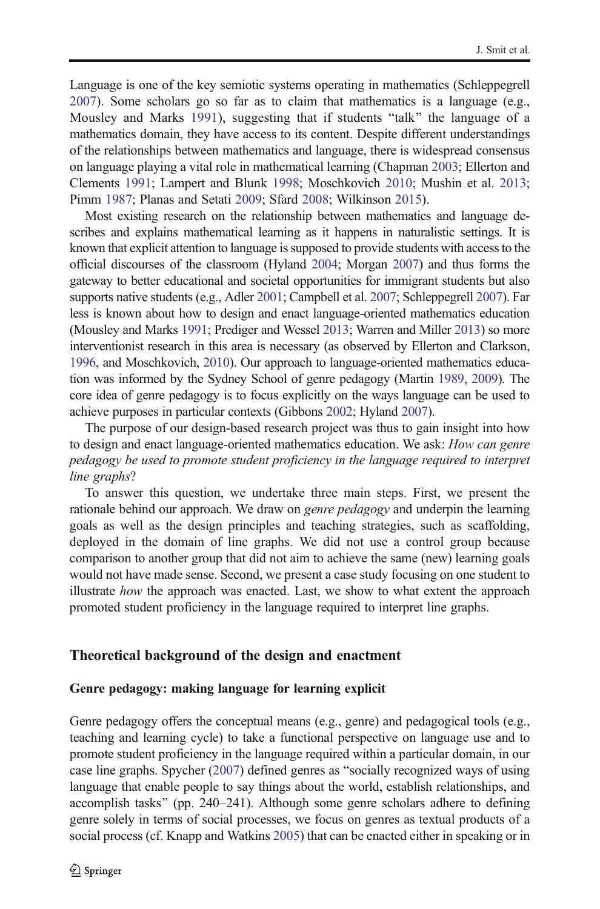Language is one of the key semiotic systems operating in mathematics (Schleppegrell 2007). Some scholars go so far as to claim that mathematics is a language (e.g., Mousley and Marks 1991), suggesting that if students "talk" the language of a mathematics domain, they have access to its content. Despite different understandings of the relationships between mathematics and language, there is widespread consensus on language playing a vital role in mathematical learning (Chapman 2003; Ellerton and Clements 1991; Lampert and Blunk 1998; Moschkovich 2010; Mushin et al. 2013; Pimm 1987; Planas and Setati 2009; Sfard 2008; Wilkinson 2015).

Most existing research on the relationship between mathematics and language describes and explains mathematical learning as it happens in naturalistic settings. It is known that explicit attention to language is supposed to provide students with access to the official discourses of the classroom (Hyland 2004; Morgan 2007) and thus forms the gateway to better educational and societal opportunities for immigrant students but also supports native students (e.g., Adler 2001; Campbell et al. 2007; Schleppegrell 2007). Far less is known about how to design and enact language-oriented mathematics education (Mousley and Marks 1991; Prediger and Wessel 2013; Warren and Miller 2013) so more interventionist research in this area is necessary (as observed by Ellerton and Clarkson, 1996, and Moschkovich, 2010). Our approach to language-oriented mathematics education was informed by the Sydney School of genre pedagogy (Martin 1989, 2009). The core idea of genre pedagogy is to focus explicitly on the ways language can be used to achieve purposes in particular contexts (Gibbons 2002; Hyland 2007).

The purpose of our design-based research project was thus to gain insight into how to design and enact language-oriented mathematics education. We ask: *How can genre pedagogy be used to promote student proficiency in the language required to interpret line graphs*?

To answer this question, we undertake three main steps. First, we present the rationale behind our approach. We draw on *genre pedagogy* and underpin the learning goals as well as the design principles and teaching strategies, such as scaffolding, deployed in the domain of line graphs. We did not use a control group because comparison to another group that did not aim to achieve the same (new) learning goals would not have made sense. Second, we present a case study focusing on one student to illustrate *how* the approach was enacted. Last, we show to what extent the approach promoted student proficiency in the language required to interpret line graphs.

## Theoretical background of the design and enactment

### Genre pedagogy: making language for learning explicit

Genre pedagogy offers the conceptual means (e.g., genre) and pedagogical tools (e.g., teaching and learning cycle) to take a functional perspective on language use and to promote student proficiency in the language required within a particular domain, in our case line graphs. Spycher (2007) defined genres as "socially recognized ways of using language that enable people to say things about the world, establish relationships, and accomplish tasks" (pp. 240–241). Although some genre scholars adhere to defining genre solely in terms of social processes, we focus on genres as textual products of a social process (cf. Knapp and Watkins 2005) that can be enacted either in speaking or in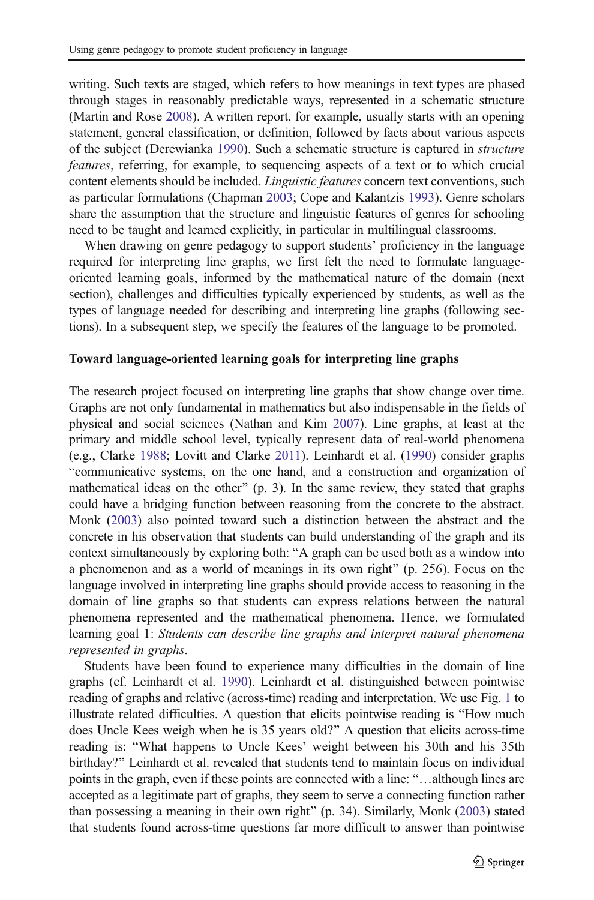writing. Such texts are staged, which refers to how meanings in text types are phased through stages in reasonably predictable ways, represented in a schematic structure (Martin and Rose 2008). A written report, for example, usually starts with an opening statement, general classification, or definition, followed by facts about various aspects of the subject (Derewianka 1990). Such a schematic structure is captured in *structure features*, referring, for example, to sequencing aspects of a text or to which crucial content elements should be included. *Linguistic features* concern text conventions, such as particular formulations (Chapman 2003; Cope and Kalantzis 1993). Genre scholars share the assumption that the structure and linguistic features of genres for schooling need to be taught and learned explicitly, in particular in multilingual classrooms.

When drawing on genre pedagogy to support students' proficiency in the language required for interpreting line graphs, we first felt the need to formulate language-oriented learning goals, informed by the mathematical nature of the domain (next section), challenges and difficulties typically experienced by students, as well as the types of language needed for describing and interpreting line graphs (following sections). In a subsequent step, we specify the features of the language to be promoted.

### Toward language-oriented learning goals for interpreting line graphs

The research project focused on interpreting line graphs that show change over time. Graphs are not only fundamental in mathematics but also indispensable in the fields of physical and social sciences (Nathan and Kim 2007). Line graphs, at least at the primary and middle school level, typically represent data of real-world phenomena (e.g., Clarke 1988; Lovitt and Clarke 2011). Leinhardt et al. (1990) consider graphs "communicative systems, on the one hand, and a construction and organization of mathematical ideas on the other" (p. 3). In the same review, they stated that graphs could have a bridging function between reasoning from the concrete to the abstract. Monk (2003) also pointed toward such a distinction between the abstract and the concrete in his observation that students can build understanding of the graph and its context simultaneously by exploring both: "A graph can be used both as a window into a phenomenon and as a world of meanings in its own right" (p. 256). Focus on the language involved in interpreting line graphs should provide access to reasoning in the domain of line graphs so that students can express relations between the natural phenomena represented and the mathematical phenomena. Hence, we formulated learning goal 1: *Students can describe line graphs and interpret natural phenomena represented in graphs*.

Students have been found to experience many difficulties in the domain of line graphs (cf. Leinhardt et al. 1990). Leinhardt et al. distinguished between pointwise reading of graphs and relative (across-time) reading and interpretation. We use Fig. 1 to illustrate related difficulties. A question that elicits pointwise reading is "How much does Uncle Kees weigh when he is 35 years old?" A question that elicits across-time reading is: "What happens to Uncle Kees' weight between his 30th and his 35th birthday?" Leinhardt et al. revealed that students tend to maintain focus on individual points in the graph, even if these points are connected with a line: "…although lines are accepted as a legitimate part of graphs, they seem to serve a connecting function rather than possessing a meaning in their own right" (p. 34). Similarly, Monk (2003) stated that students found across-time questions far more difficult to answer than pointwise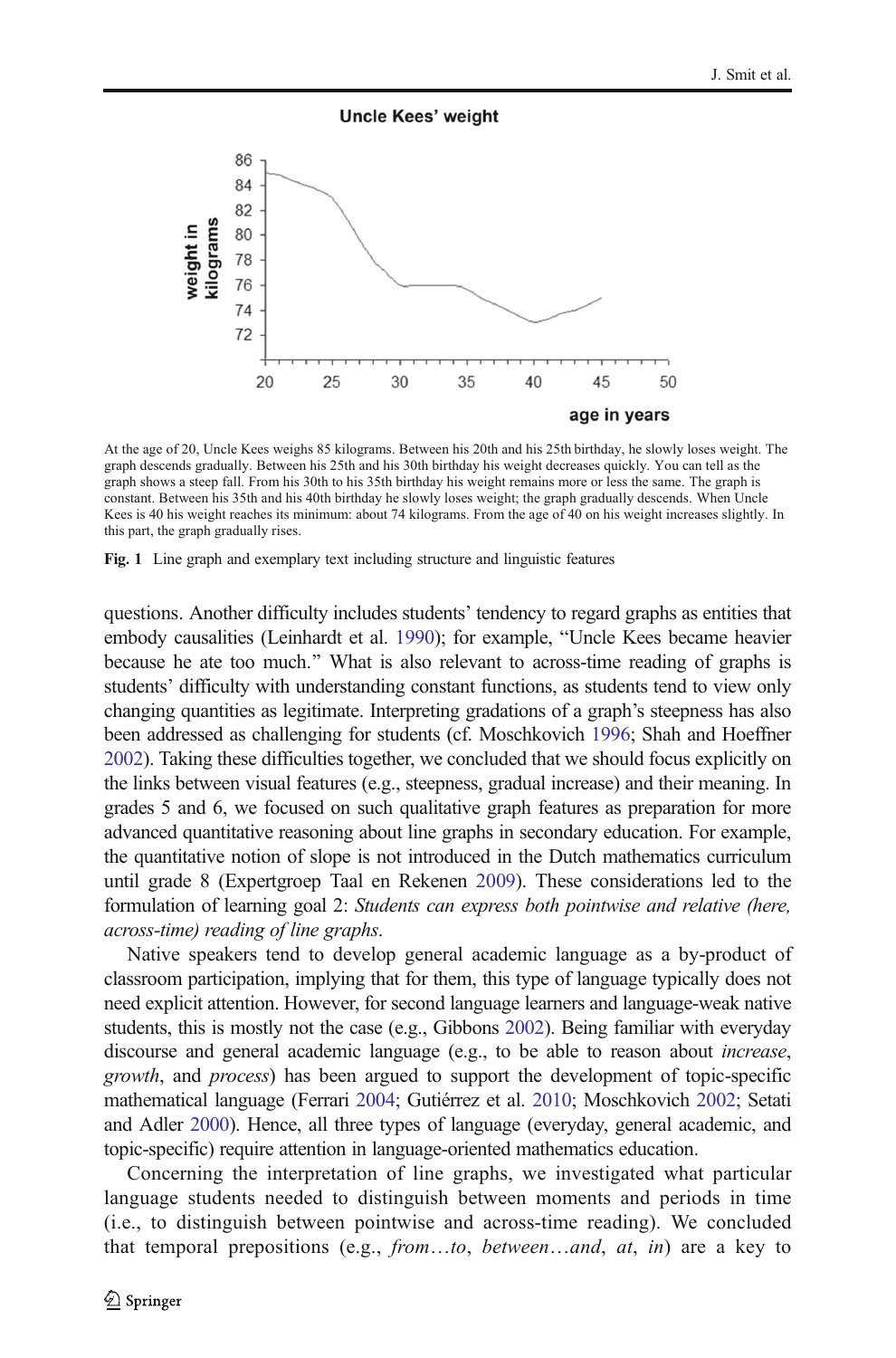Uncle Kees' weight

At the age of 20, Uncle Kees weighs 85 kilograms. Between his 20th and his 25th birthday, he slowly loses weight. The graph descends gradually. Between his 25th and his 30th birthday his weight decreases quickly. You can tell as the graph shows a steep fall. From his 30th to his 35th birthday his weight remains more or less the same. The graph is constant. Between his 35th and his 40th birthday he slowly loses weight; the graph gradually descends. When Uncle Kees is 40 his weight reaches its minimum: about 74 kilograms. From the age of 40 on his weight increases slightly. In this part, the graph gradually rises.

**Fig. 1** Line graph and exemplary text including structure and linguistic features

questions. Another difficulty includes students' tendency to regard graphs as entities that embody causalities (Leinhardt et al. 1990); for example, "Uncle Kees became heavier because he ate too much." What is also relevant to across-time reading of graphs is students' difficulty with understanding constant functions, as students tend to view only changing quantities as legitimate. Interpreting gradations of a graph's steepness has also been addressed as challenging for students (cf. Moschkovich 1996; Shah and Hoeffner 2002). Taking these difficulties together, we concluded that we should focus explicitly on the links between visual features (e.g., steepness, gradual increase) and their meaning. In grades 5 and 6, we focused on such qualitative graph features as preparation for more advanced quantitative reasoning about line graphs in secondary education. For example, the quantitative notion of slope is not introduced in the Dutch mathematics curriculum until grade 8 (Expertgroep Taal en Rekenen 2009). These considerations led to the formulation of learning goal 2: *Students can express both pointwise and relative (here, across-time) reading of line graphs*.

Native speakers tend to develop general academic language as a by-product of classroom participation, implying that for them, this type of language typically does not need explicit attention. However, for second language learners and language-weak native students, this is mostly not the case (e.g., Gibbons 2002). Being familiar with everyday discourse and general academic language (e.g., to be able to reason about *increase*, *growth*, and *process*) has been argued to support the development of topic-specific mathematical language (Ferrari 2004; Gutiérrez et al. 2010; Moschkovich 2002; Setati and Adler 2000). Hence, all three types of language (everyday, general academic, and topic-specific) require attention in language-oriented mathematics education.

Concerning the interpretation of line graphs, we investigated what particular language students needed to distinguish between moments and periods in time (i.e., to distinguish between pointwise and across-time reading). We concluded that temporal prepositions (e.g., *from…to*, *between…and*, *at*, *in*) are a key to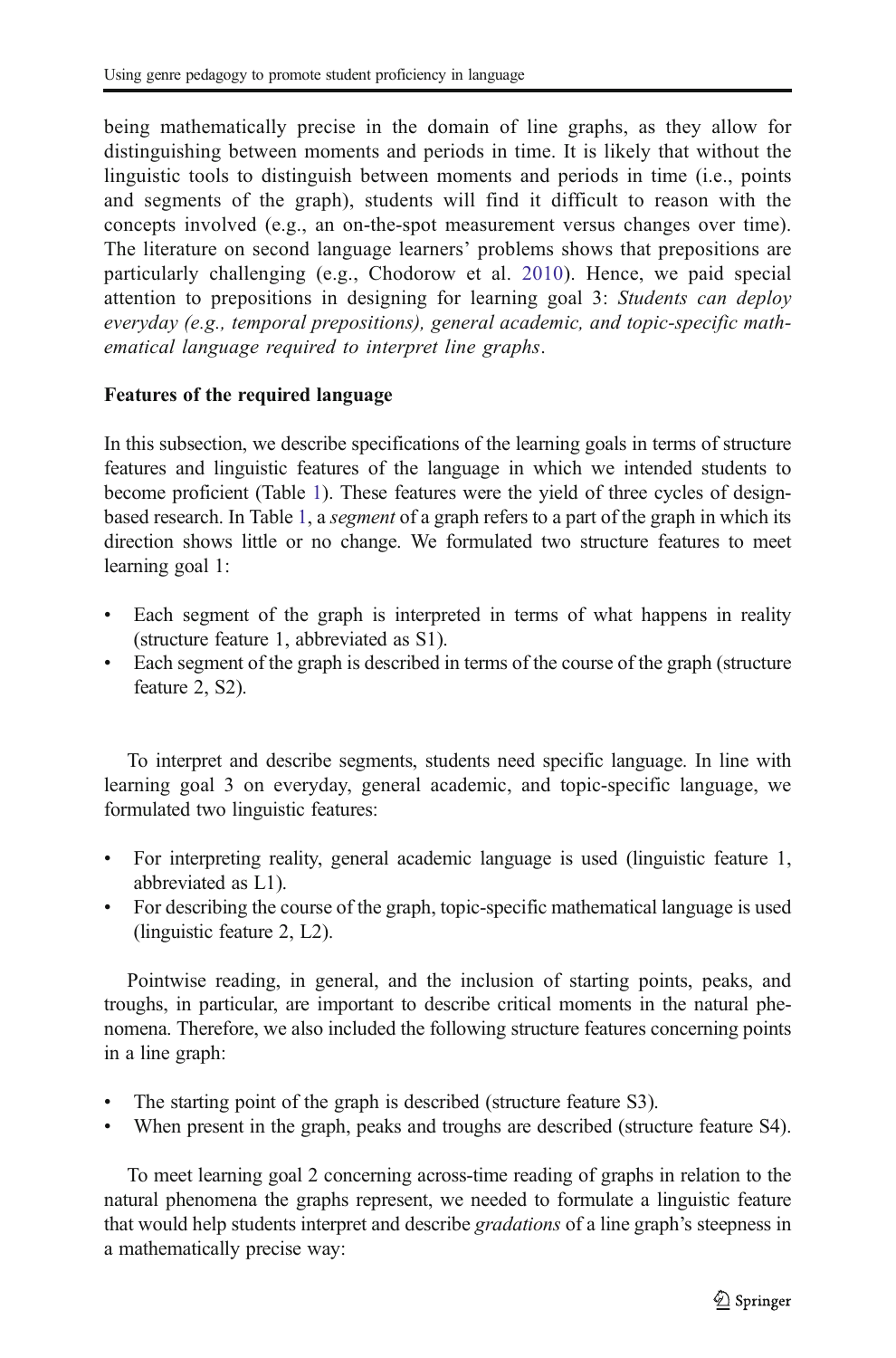being mathematically precise in the domain of line graphs, as they allow for distinguishing between moments and periods in time. It is likely that without the linguistic tools to distinguish between moments and periods in time (i.e., points and segments of the graph), students will find it difficult to reason with the concepts involved (e.g., an on-the-spot measurement versus changes over time). The literature on second language learners' problems shows that prepositions are particularly challenging (e.g., Chodorow et al. 2010). Hence, we paid special attention to prepositions in designing for learning goal 3: *Students can deploy everyday (e.g., temporal prepositions), general academic, and topic-specific mathematical language required to interpret line graphs*.

### Features of the required language

In this subsection, we describe specifications of the learning goals in terms of structure features and linguistic features of the language in which we intended students to become proficient (Table 1). These features were the yield of three cycles of design-based research. In Table 1, a *segment* of a graph refers to a part of the graph in which its direction shows little or no change. We formulated two structure features to meet learning goal 1:

- Each segment of the graph is interpreted in terms of what happens in reality (structure feature 1, abbreviated as S1).
- Each segment of the graph is described in terms of the course of the graph (structure feature 2, S2).

To interpret and describe segments, students need specific language. In line with learning goal 3 on everyday, general academic, and topic-specific language, we formulated two linguistic features:

- For interpreting reality, general academic language is used (linguistic feature 1, abbreviated as L1).
- For describing the course of the graph, topic-specific mathematical language is used (linguistic feature 2, L2).

Pointwise reading, in general, and the inclusion of starting points, peaks, and troughs, in particular, are important to describe critical moments in the natural phenomena. Therefore, we also included the following structure features concerning points in a line graph:

- The starting point of the graph is described (structure feature S3).
- When present in the graph, peaks and troughs are described (structure feature S4).

To meet learning goal 2 concerning across-time reading of graphs in relation to the natural phenomena the graphs represent, we needed to formulate a linguistic feature that would help students interpret and describe *gradations* of a line graph's steepness in a mathematically precise way: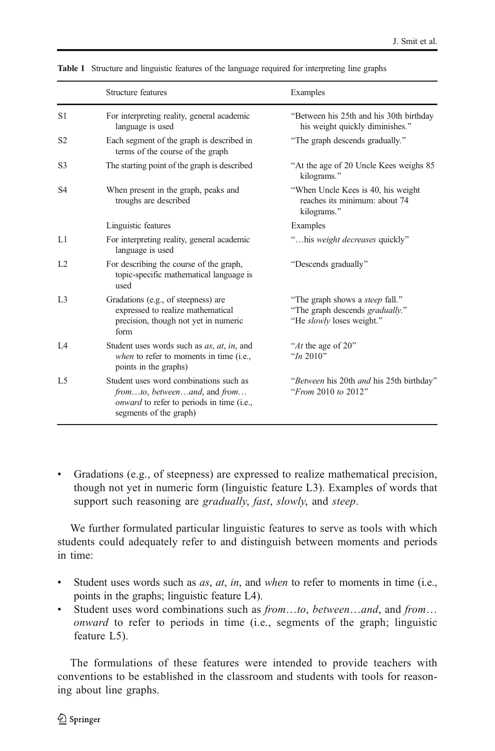**Table 1** Structure and linguistic features of the language required for interpreting line graphs

| | Structure features | Examples |
|---|---|---|
| S1 | For interpreting reality, general academic language is used | "Between his 25th and his 30th birthday his weight quickly diminishes." |
| S2 | Each segment of the graph is described in terms of the course of the graph | "The graph descends gradually." |
| S3 | The starting point of the graph is described | "At the age of 20 Uncle Kees weighs 85 kilograms." |
| S4 | When present in the graph, peaks and troughs are described | "When Uncle Kees is 40, his weight reaches its minimum: about 74 kilograms." |
| | Linguistic features | Examples |
| L1 | For interpreting reality, general academic language is used | "…his *weight decreases* quickly" |
| L2 | For describing the course of the graph, topic-specific mathematical language is used | "Descends gradually" |
| L3 | Gradations (e.g., of steepness) are expressed to realize mathematical precision, though not yet in numeric form | "The graph shows a *steep* fall." "The graph descends *gradually.*" "He *slowly* loses weight." |
| L4 | Student uses words such as *as*, *at*, *in*, and *when* to refer to moments in time (i.e., points in the graphs) | "*At* the age of 20" "*In* 2010" |
| L5 | Student uses word combinations such as *from…to*, *between…and*, and *from… onward* to refer to periods in time (i.e., segments of the graph) | "*Between* his 20th *and* his 25th birthday" "*From* 2010 *to* 2012" |

- Gradations (e.g., of steepness) are expressed to realize mathematical precision, though not yet in numeric form (linguistic feature L3). Examples of words that support such reasoning are *gradually*, *fast*, *slowly*, and *steep*.

We further formulated particular linguistic features to serve as tools with which students could adequately refer to and distinguish between moments and periods in time:

- Student uses words such as *as*, *at*, *in*, and *when* to refer to moments in time (i.e., points in the graphs; linguistic feature L4).
- Student uses word combinations such as *from…to*, *between…and*, and *from… onward* to refer to periods in time (i.e., segments of the graph; linguistic feature L5).

The formulations of these features were intended to provide teachers with conventions to be established in the classroom and students with tools for reasoning about line graphs.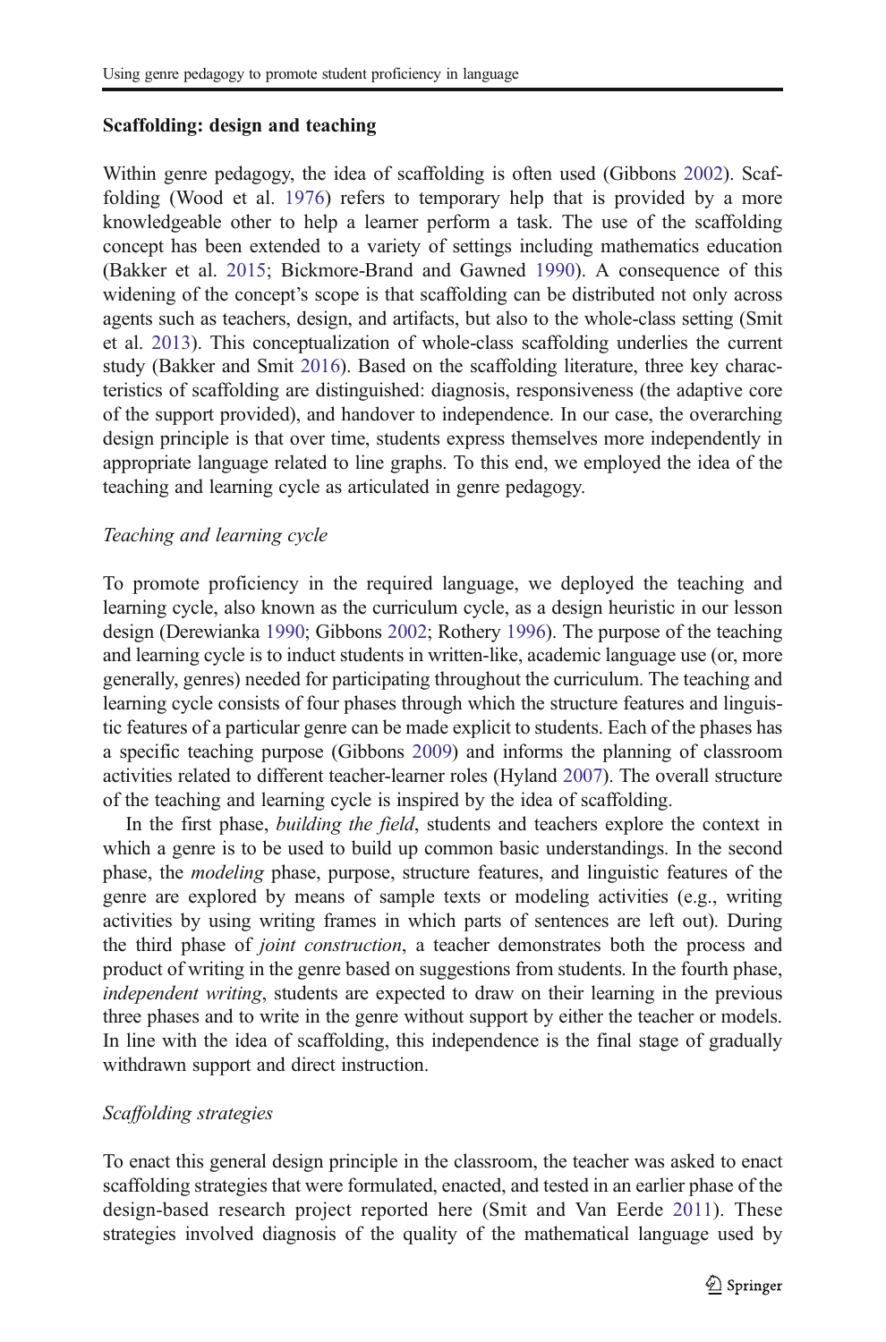### Scaffolding: design and teaching

Within genre pedagogy, the idea of scaffolding is often used (Gibbons 2002). Scaffolding (Wood et al. 1976) refers to temporary help that is provided by a more knowledgeable other to help a learner perform a task. The use of the scaffolding concept has been extended to a variety of settings including mathematics education (Bakker et al. 2015; Bickmore-Brand and Gawned 1990). A consequence of this widening of the concept's scope is that scaffolding can be distributed not only across agents such as teachers, design, and artifacts, but also to the whole-class setting (Smit et al. 2013). This conceptualization of whole-class scaffolding underlies the current study (Bakker and Smit 2016). Based on the scaffolding literature, three key characteristics of scaffolding are distinguished: diagnosis, responsiveness (the adaptive core of the support provided), and handover to independence. In our case, the overarching design principle is that over time, students express themselves more independently in appropriate language related to line graphs. To this end, we employed the idea of the teaching and learning cycle as articulated in genre pedagogy.

#### *Teaching and learning cycle*

To promote proficiency in the required language, we deployed the teaching and learning cycle, also known as the curriculum cycle, as a design heuristic in our lesson design (Derewianka 1990; Gibbons 2002; Rothery 1996). The purpose of the teaching and learning cycle is to induct students in written-like, academic language use (or, more generally, genres) needed for participating throughout the curriculum. The teaching and learning cycle consists of four phases through which the structure features and linguistic features of a particular genre can be made explicit to students. Each of the phases has a specific teaching purpose (Gibbons 2009) and informs the planning of classroom activities related to different teacher-learner roles (Hyland 2007). The overall structure of the teaching and learning cycle is inspired by the idea of scaffolding.

In the first phase, *building the field*, students and teachers explore the context in which a genre is to be used to build up common basic understandings. In the second phase, the *modeling* phase, purpose, structure features, and linguistic features of the genre are explored by means of sample texts or modeling activities (e.g., writing activities by using writing frames in which parts of sentences are left out). During the third phase of *joint construction*, a teacher demonstrates both the process and product of writing in the genre based on suggestions from students. In the fourth phase, *independent writing*, students are expected to draw on their learning in the previous three phases and to write in the genre without support by either the teacher or models. In line with the idea of scaffolding, this independence is the final stage of gradually withdrawn support and direct instruction.

#### *Scaffolding strategies*

To enact this general design principle in the classroom, the teacher was asked to enact scaffolding strategies that were formulated, enacted, and tested in an earlier phase of the design-based research project reported here (Smit and Van Eerde 2011). These strategies involved diagnosis of the quality of the mathematical language used by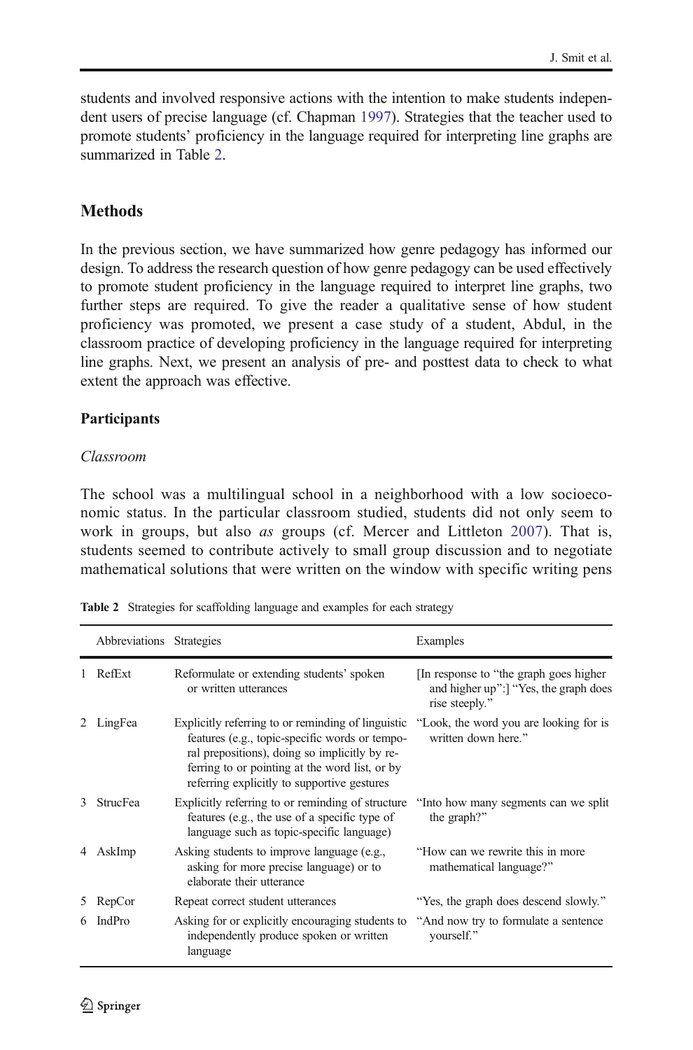students and involved responsive actions with the intention to make students independent users of precise language (cf. Chapman 1997). Strategies that the teacher used to promote students' proficiency in the language required for interpreting line graphs are summarized in Table 2.

## Methods

In the previous section, we have summarized how genre pedagogy has informed our design. To address the research question of how genre pedagogy can be used effectively to promote student proficiency in the language required to interpret line graphs, two further steps are required. To give the reader a qualitative sense of how student proficiency was promoted, we present a case study of a student, Abdul, in the classroom practice of developing proficiency in the language required for interpreting line graphs. Next, we present an analysis of pre- and posttest data to check to what extent the approach was effective.

### Participants

*Classroom*

The school was a multilingual school in a neighborhood with a low socioeconomic status. In the particular classroom studied, students did not only seem to work in groups, but also *as* groups (cf. Mercer and Littleton 2007). That is, students seemed to contribute actively to small group discussion and to negotiate mathematical solutions that were written on the window with specific writing pens

**Table 2** Strategies for scaffolding language and examples for each strategy

| | Abbreviations | Strategies | Examples |
|---|---|---|---|
| 1 | RefExt | Reformulate or extending students' spoken or written utterances | [In response to "the graph goes higher and higher up":] "Yes, the graph does rise steeply." |
| 2 | LingFea | Explicitly referring to or reminding of linguistic features (e.g., topic-specific words or temporal prepositions), doing so implicitly by referring to or pointing at the word list, or by referring explicitly to supportive gestures | "Look, the word you are looking for is written down here." |
| 3 | StrucFea | Explicitly referring to or reminding of structure features (e.g., the use of a specific type of language such as topic-specific language) | "Into how many segments can we split the graph?" |
| 4 | AskImp | Asking students to improve language (e.g., asking for more precise language) or to elaborate their utterance | "How can we rewrite this in more mathematical language?" |
| 5 | RepCor | Repeat correct student utterances | "Yes, the graph does descend slowly." |
| 6 | IndPro | Asking for or explicitly encouraging students to independently produce spoken or written language | "And now try to formulate a sentence yourself." |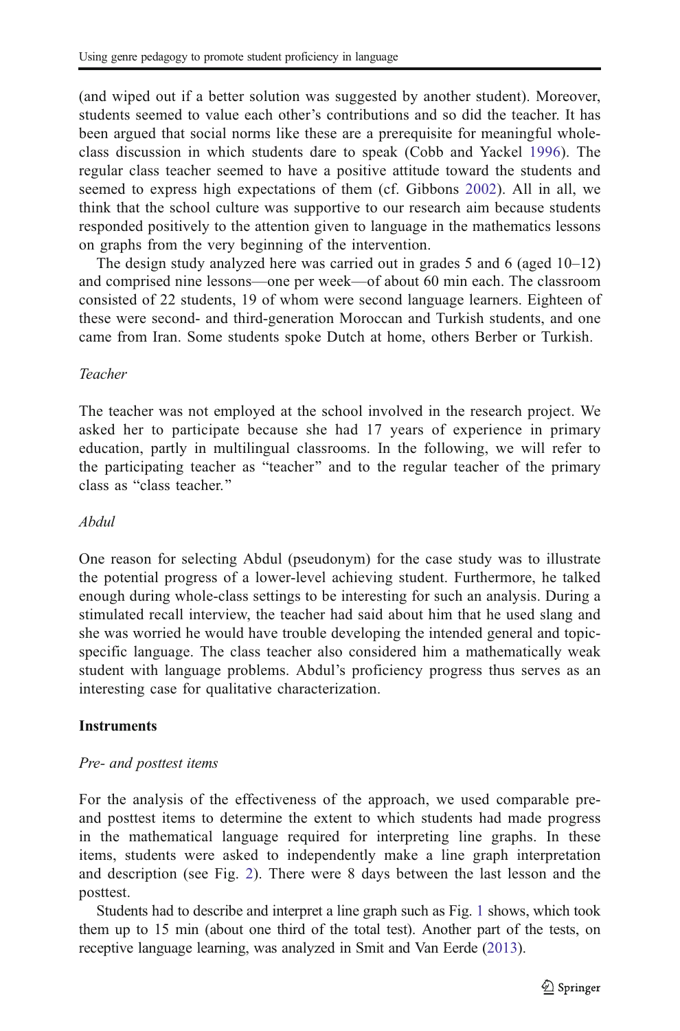(and wiped out if a better solution was suggested by another student). Moreover, students seemed to value each other's contributions and so did the teacher. It has been argued that social norms like these are a prerequisite for meaningful whole-class discussion in which students dare to speak (Cobb and Yackel 1996). The regular class teacher seemed to have a positive attitude toward the students and seemed to express high expectations of them (cf. Gibbons 2002). All in all, we think that the school culture was supportive to our research aim because students responded positively to the attention given to language in the mathematics lessons on graphs from the very beginning of the intervention.

The design study analyzed here was carried out in grades 5 and 6 (aged 10–12) and comprised nine lessons—one per week—of about 60 min each. The classroom consisted of 22 students, 19 of whom were second language learners. Eighteen of these were second- and third-generation Moroccan and Turkish students, and one came from Iran. Some students spoke Dutch at home, others Berber or Turkish.

### *Teacher*

The teacher was not employed at the school involved in the research project. We asked her to participate because she had 17 years of experience in primary education, partly in multilingual classrooms. In the following, we will refer to the participating teacher as "teacher" and to the regular teacher of the primary class as "class teacher."

### *Abdul*

One reason for selecting Abdul (pseudonym) for the case study was to illustrate the potential progress of a lower-level achieving student. Furthermore, he talked enough during whole-class settings to be interesting for such an analysis. During a stimulated recall interview, the teacher had said about him that he used slang and she was worried he would have trouble developing the intended general and topic-specific language. The class teacher also considered him a mathematically weak student with language problems. Abdul's proficiency progress thus serves as an interesting case for qualitative characterization.

## **Instruments**

### *Pre- and posttest items*

For the analysis of the effectiveness of the approach, we used comparable pre- and posttest items to determine the extent to which students had made progress in the mathematical language required for interpreting line graphs. In these items, students were asked to independently make a line graph interpretation and description (see Fig. 2). There were 8 days between the last lesson and the posttest.

Students had to describe and interpret a line graph such as Fig. 1 shows, which took them up to 15 min (about one third of the total test). Another part of the tests, on receptive language learning, was analyzed in Smit and Van Eerde (2013).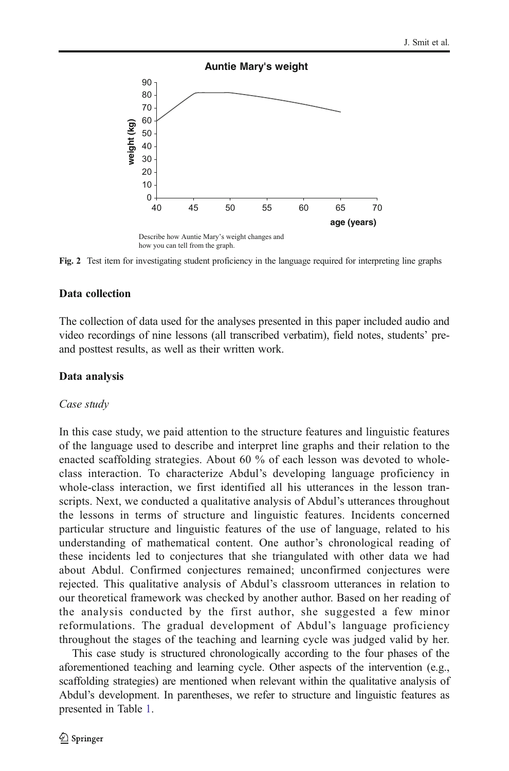Describe how Auntie Mary's weight changes and how you can tell from the graph.

**Fig. 2** Test item for investigating student proficiency in the language required for interpreting line graphs

### Data collection

The collection of data used for the analyses presented in this paper included audio and video recordings of nine lessons (all transcribed verbatim), field notes, students' pre- and posttest results, as well as their written work.

### Data analysis

#### *Case study*

In this case study, we paid attention to the structure features and linguistic features of the language used to describe and interpret line graphs and their relation to the enacted scaffolding strategies. About 60 % of each lesson was devoted to whole-class interaction. To characterize Abdul's developing language proficiency in whole-class interaction, we first identified all his utterances in the lesson transcripts. Next, we conducted a qualitative analysis of Abdul's utterances throughout the lessons in terms of structure and linguistic features. Incidents concerned particular structure and linguistic features of the use of language, related to his understanding of mathematical content. One author's chronological reading of these incidents led to conjectures that she triangulated with other data we had about Abdul. Confirmed conjectures remained; unconfirmed conjectures were rejected. This qualitative analysis of Abdul's classroom utterances in relation to our theoretical framework was checked by another author. Based on her reading of the analysis conducted by the first author, she suggested a few minor reformulations. The gradual development of Abdul's language proficiency throughout the stages of the teaching and learning cycle was judged valid by her.

This case study is structured chronologically according to the four phases of the aforementioned teaching and learning cycle. Other aspects of the intervention (e.g., scaffolding strategies) are mentioned when relevant within the qualitative analysis of Abdul's development. In parentheses, we refer to structure and linguistic features as presented in Table 1.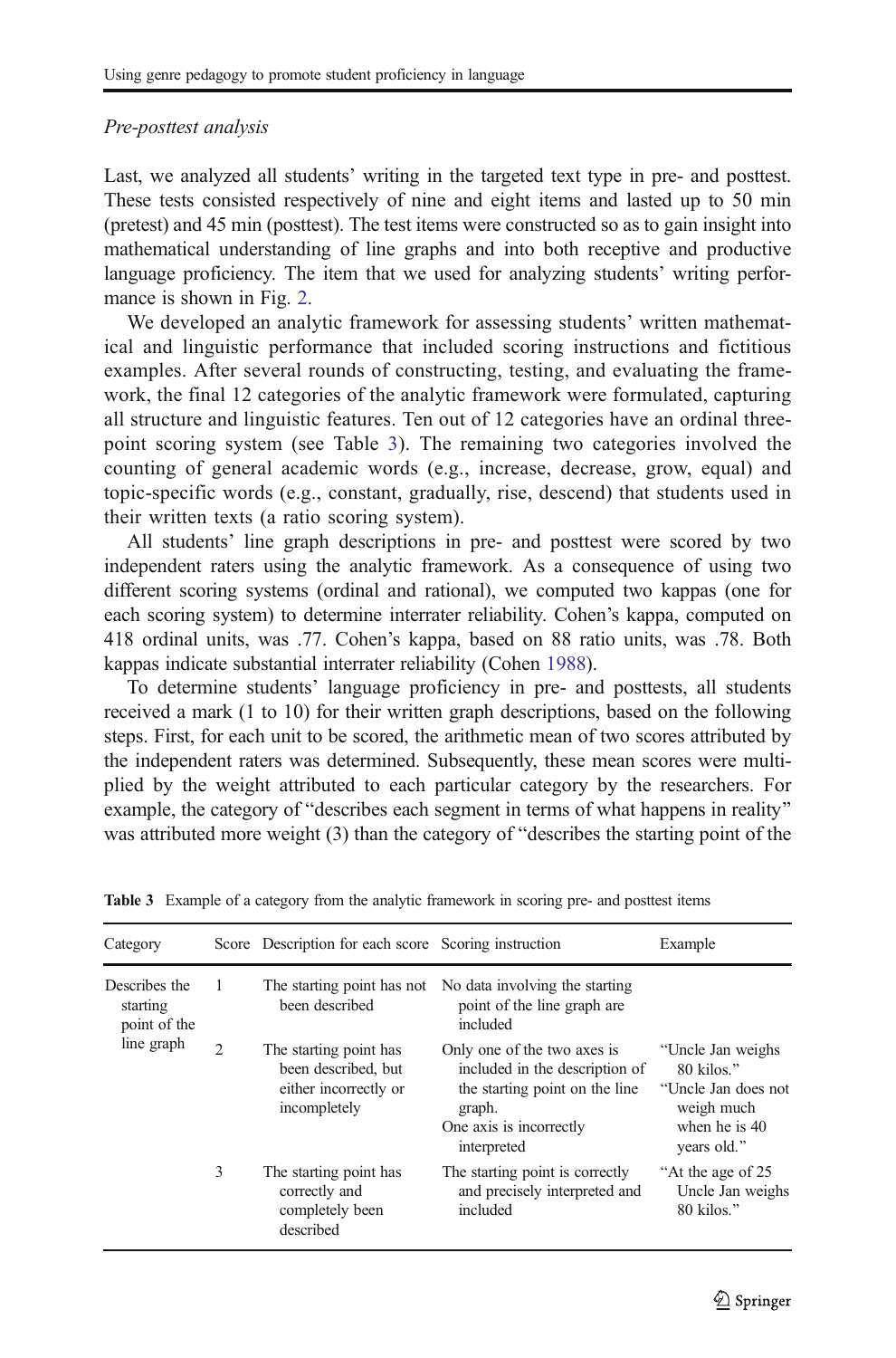*Pre-posttest analysis*

Last, we analyzed all students' writing in the targeted text type in pre- and posttest. These tests consisted respectively of nine and eight items and lasted up to 50 min (pretest) and 45 min (posttest). The test items were constructed so as to gain insight into mathematical understanding of line graphs and into both receptive and productive language proficiency. The item that we used for analyzing students' writing performance is shown in Fig. 2.

We developed an analytic framework for assessing students' written mathematical and linguistic performance that included scoring instructions and fictitious examples. After several rounds of constructing, testing, and evaluating the framework, the final 12 categories of the analytic framework were formulated, capturing all structure and linguistic features. Ten out of 12 categories have an ordinal three-point scoring system (see Table 3). The remaining two categories involved the counting of general academic words (e.g., increase, decrease, grow, equal) and topic-specific words (e.g., constant, gradually, rise, descend) that students used in their written texts (a ratio scoring system).

All students' line graph descriptions in pre- and posttest were scored by two independent raters using the analytic framework. As a consequence of using two different scoring systems (ordinal and rational), we computed two kappas (one for each scoring system) to determine interrater reliability. Cohen's kappa, computed on 418 ordinal units, was .77. Cohen's kappa, based on 88 ratio units, was .78. Both kappas indicate substantial interrater reliability (Cohen 1988).

To determine students' language proficiency in pre- and posttests, all students received a mark (1 to 10) for their written graph descriptions, based on the following steps. First, for each unit to be scored, the arithmetic mean of two scores attributed by the independent raters was determined. Subsequently, these mean scores were multiplied by the weight attributed to each particular category by the researchers. For example, the category of "describes each segment in terms of what happens in reality" was attributed more weight (3) than the category of "describes the starting point of the

**Table 3** Example of a category from the analytic framework in scoring pre- and posttest items

| Category | Score | Description for each score | Scoring instruction | Example |
|---|---|---|---|---|
| Describes the starting point of the line graph | 1 | The starting point has not been described | No data involving the starting point of the line graph are included | |
| | 2 | The starting point has been described, but either incorrectly or incompletely | Only one of the two axes is included in the description of the starting point on the line graph.<br>One axis is incorrectly interpreted | "Uncle Jan weighs 80 kilos."<br>"Uncle Jan does not weigh much when he is 40 years old." |
| | 3 | The starting point has correctly and completely been described | The starting point is correctly and precisely interpreted and included | "At the age of 25 Uncle Jan weighs 80 kilos." |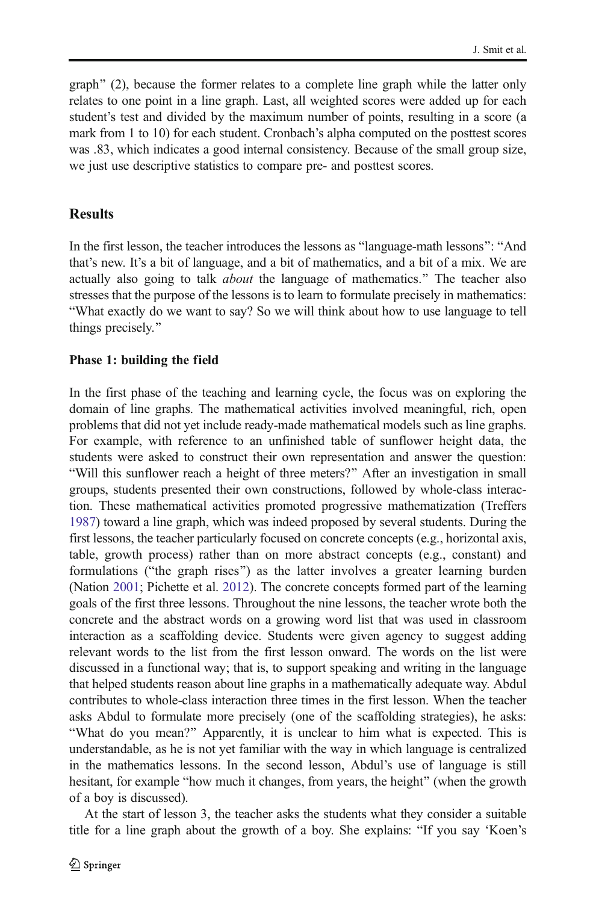graph" (2), because the former relates to a complete line graph while the latter only relates to one point in a line graph. Last, all weighted scores were added up for each student's test and divided by the maximum number of points, resulting in a score (a mark from 1 to 10) for each student. Cronbach's alpha computed on the posttest scores was .83, which indicates a good internal consistency. Because of the small group size, we just use descriptive statistics to compare pre- and posttest scores.

## Results

In the first lesson, the teacher introduces the lessons as "language-math lessons": "And that's new. It's a bit of language, and a bit of mathematics, and a bit of a mix. We are actually also going to talk *about* the language of mathematics." The teacher also stresses that the purpose of the lessons is to learn to formulate precisely in mathematics: "What exactly do we want to say? So we will think about how to use language to tell things precisely."

### Phase 1: building the field

In the first phase of the teaching and learning cycle, the focus was on exploring the domain of line graphs. The mathematical activities involved meaningful, rich, open problems that did not yet include ready-made mathematical models such as line graphs. For example, with reference to an unfinished table of sunflower height data, the students were asked to construct their own representation and answer the question: "Will this sunflower reach a height of three meters?" After an investigation in small groups, students presented their own constructions, followed by whole-class interaction. These mathematical activities promoted progressive mathematization (Treffers 1987) toward a line graph, which was indeed proposed by several students. During the first lessons, the teacher particularly focused on concrete concepts (e.g., horizontal axis, table, growth process) rather than on more abstract concepts (e.g., constant) and formulations ("the graph rises") as the latter involves a greater learning burden (Nation 2001; Pichette et al. 2012). The concrete concepts formed part of the learning goals of the first three lessons. Throughout the nine lessons, the teacher wrote both the concrete and the abstract words on a growing word list that was used in classroom interaction as a scaffolding device. Students were given agency to suggest adding relevant words to the list from the first lesson onward. The words on the list were discussed in a functional way; that is, to support speaking and writing in the language that helped students reason about line graphs in a mathematically adequate way. Abdul contributes to whole-class interaction three times in the first lesson. When the teacher asks Abdul to formulate more precisely (one of the scaffolding strategies), he asks: "What do you mean?" Apparently, it is unclear to him what is expected. This is understandable, as he is not yet familiar with the way in which language is centralized in the mathematics lessons. In the second lesson, Abdul's use of language is still hesitant, for example "how much it changes, from years, the height" (when the growth of a boy is discussed).

At the start of lesson 3, the teacher asks the students what they consider a suitable title for a line graph about the growth of a boy. She explains: "If you say 'Koen's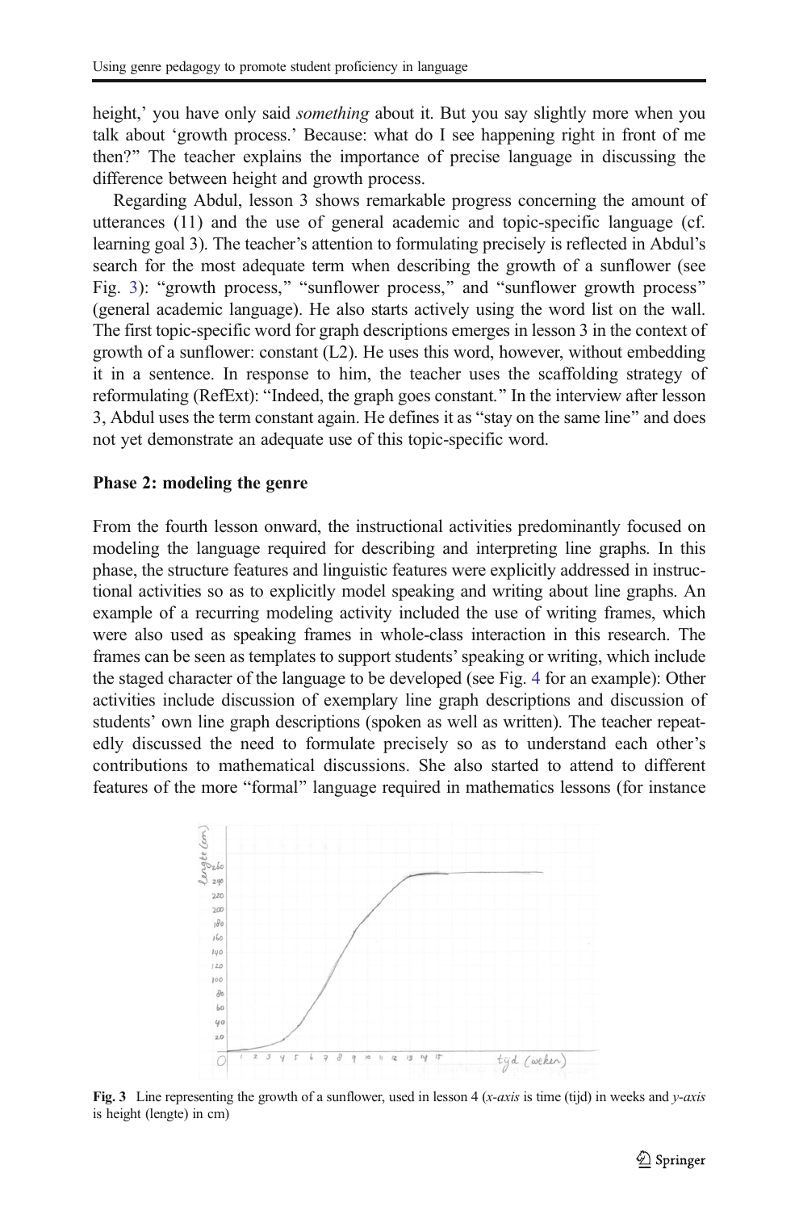height,' you have only said *something* about it. But you say slightly more when you talk about 'growth process.' Because: what do I see happening right in front of me then?" The teacher explains the importance of precise language in discussing the difference between height and growth process.

Regarding Abdul, lesson 3 shows remarkable progress concerning the amount of utterances (11) and the use of general academic and topic-specific language (cf. learning goal 3). The teacher's attention to formulating precisely is reflected in Abdul's search for the most adequate term when describing the growth of a sunflower (see Fig. 3): "growth process," "sunflower process," and "sunflower growth process" (general academic language). He also starts actively using the word list on the wall. The first topic-specific word for graph descriptions emerges in lesson 3 in the context of growth of a sunflower: constant (L2). He uses this word, however, without embedding it in a sentence. In response to him, the teacher uses the scaffolding strategy of reformulating (RefExt): "Indeed, the graph goes constant." In the interview after lesson 3, Abdul uses the term constant again. He defines it as "stay on the same line" and does not yet demonstrate an adequate use of this topic-specific word.

### Phase 2: modeling the genre

From the fourth lesson onward, the instructional activities predominantly focused on modeling the language required for describing and interpreting line graphs. In this phase, the structure features and linguistic features were explicitly addressed in instructional activities so as to explicitly model speaking and writing about line graphs. An example of a recurring modeling activity included the use of writing frames, which were also used as speaking frames in whole-class interaction in this research. The frames can be seen as templates to support students' speaking or writing, which include the staged character of the language to be developed (see Fig. 4 for an example): Other activities include discussion of exemplary line graph descriptions and discussion of students' own line graph descriptions (spoken as well as written). The teacher repeatedly discussed the need to formulate precisely so as to understand each other's contributions to mathematical discussions. She also started to attend to different features of the more "formal" language required in mathematics lessons (for instance

**Fig. 3** Line representing the growth of a sunflower, used in lesson 4 (*x-axis* is time (tijd) in weeks and *y-axis* is height (lengte) in cm)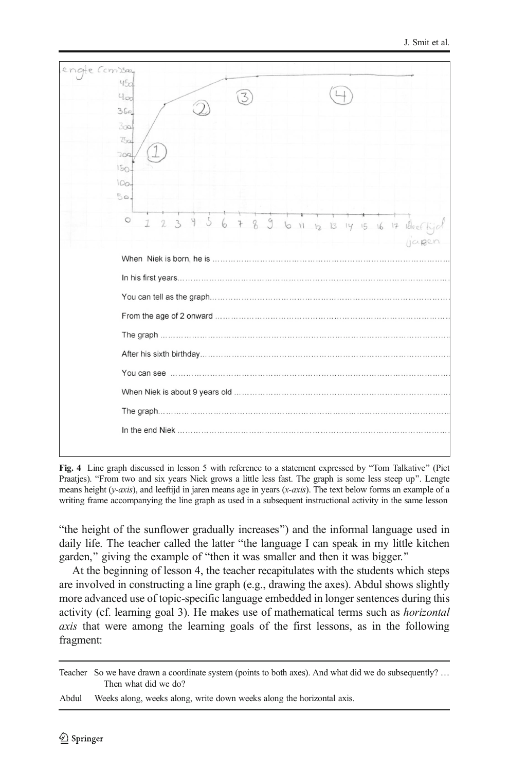When Niek is born, he is ……………………………………………………………………………

In his first years……………………………………………………………………………………

You can tell as the graph…………………………………………………………………………

From the age of 2 onward ………………………………………………………………………

The graph ……………………………………………………………………………………………

After his sixth birthday……………………………………………………………………………

You can see ………………………………………………………………………………………

When Niek is about 9 years old …………………………………………………………………

The graph……………………………………………………………………………………………

In the end Niek ……………………………………………………………………………………

**Fig. 4** Line graph discussed in lesson 5 with reference to a statement expressed by "Tom Talkative" (Piet Praatjes). "From two and six years Niek grows a little less fast. The graph is some less steep up". Lengte means height (*y-axis*), and leeftijd in jaren means age in years (*x-axis*). The text below forms an example of a writing frame accompanying the line graph as used in a subsequent instructional activity in the same lesson

"the height of the sunflower gradually increases") and the informal language used in daily life. The teacher called the latter "the language I can speak in my little kitchen garden," giving the example of "then it was smaller and then it was bigger."

At the beginning of lesson 4, the teacher recapitulates with the students which steps are involved in constructing a line graph (e.g., drawing the axes). Abdul shows slightly more advanced use of topic-specific language embedded in longer sentences during this activity (cf. learning goal 3). He makes use of mathematical terms such as *horizontal axis* that were among the learning goals of the first lessons, as in the following fragment:

| | |
|---|---|
| Teacher | So we have drawn a coordinate system (points to both axes). And what did we do subsequently? … Then what did we do? |
| Abdul | Weeks along, weeks along, write down weeks along the horizontal axis. |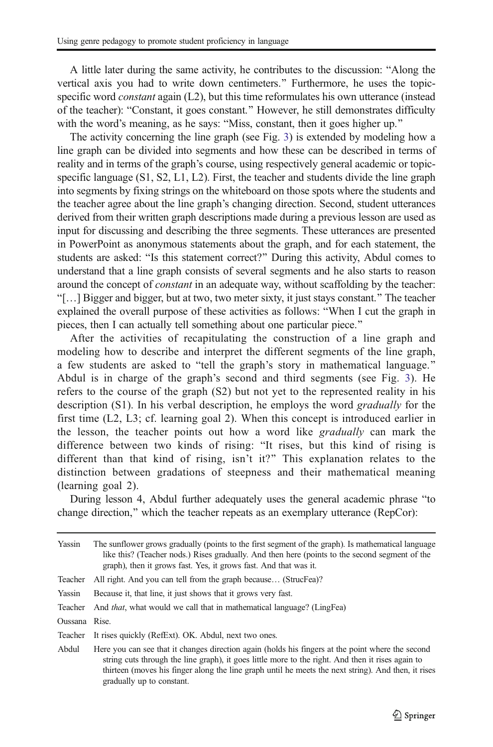A little later during the same activity, he contributes to the discussion: "Along the vertical axis you had to write down centimeters." Furthermore, he uses the topic-specific word *constant* again (L2), but this time reformulates his own utterance (instead of the teacher): "Constant, it goes constant." However, he still demonstrates difficulty with the word's meaning, as he says: "Miss, constant, then it goes higher up."

The activity concerning the line graph (see Fig. 3) is extended by modeling how a line graph can be divided into segments and how these can be described in terms of reality and in terms of the graph's course, using respectively general academic or topic-specific language (S1, S2, L1, L2). First, the teacher and students divide the line graph into segments by fixing strings on the whiteboard on those spots where the students and the teacher agree about the line graph's changing direction. Second, student utterances derived from their written graph descriptions made during a previous lesson are used as input for discussing and describing the three segments. These utterances are presented in PowerPoint as anonymous statements about the graph, and for each statement, the students are asked: "Is this statement correct?" During this activity, Abdul comes to understand that a line graph consists of several segments and he also starts to reason around the concept of *constant* in an adequate way, without scaffolding by the teacher: "[…] Bigger and bigger, but at two, two meter sixty, it just stays constant." The teacher explained the overall purpose of these activities as follows: "When I cut the graph in pieces, then I can actually tell something about one particular piece."

After the activities of recapitulating the construction of a line graph and modeling how to describe and interpret the different segments of the line graph, a few students are asked to "tell the graph's story in mathematical language." Abdul is in charge of the graph's second and third segments (see Fig. 3). He refers to the course of the graph (S2) but not yet to the represented reality in his description (S1). In his verbal description, he employs the word *gradually* for the first time (L2, L3; cf. learning goal 2). When this concept is introduced earlier in the lesson, the teacher points out how a word like *gradually* can mark the difference between two kinds of rising: "It rises, but this kind of rising is different than that kind of rising, isn't it?" This explanation relates to the distinction between gradations of steepness and their mathematical meaning (learning goal 2).

During lesson 4, Abdul further adequately uses the general academic phrase "to change direction," which the teacher repeats as an exemplary utterance (RepCor):

| | |
|---|---|
| Yassin | The sunflower grows gradually (points to the first segment of the graph). Is mathematical language like this? (Teacher nods.) Rises gradually. And then here (points to the second segment of the graph), then it grows fast. Yes, it grows fast. And that was it. |
| Teacher | All right. And you can tell from the graph because… (StrucFea)? |
| Yassin | Because it, that line, it just shows that it grows very fast. |
| Teacher | And *that*, what would we call that in mathematical language? (LingFea) |
| Oussana | Rise. |
| Teacher | It rises quickly (RefExt). OK. Abdul, next two ones. |
| Abdul | Here you can see that it changes direction again (holds his fingers at the point where the second string cuts through the line graph), it goes little more to the right. And then it rises again to thirteen (moves his finger along the line graph until he meets the next string). And then, it rises gradually up to constant. |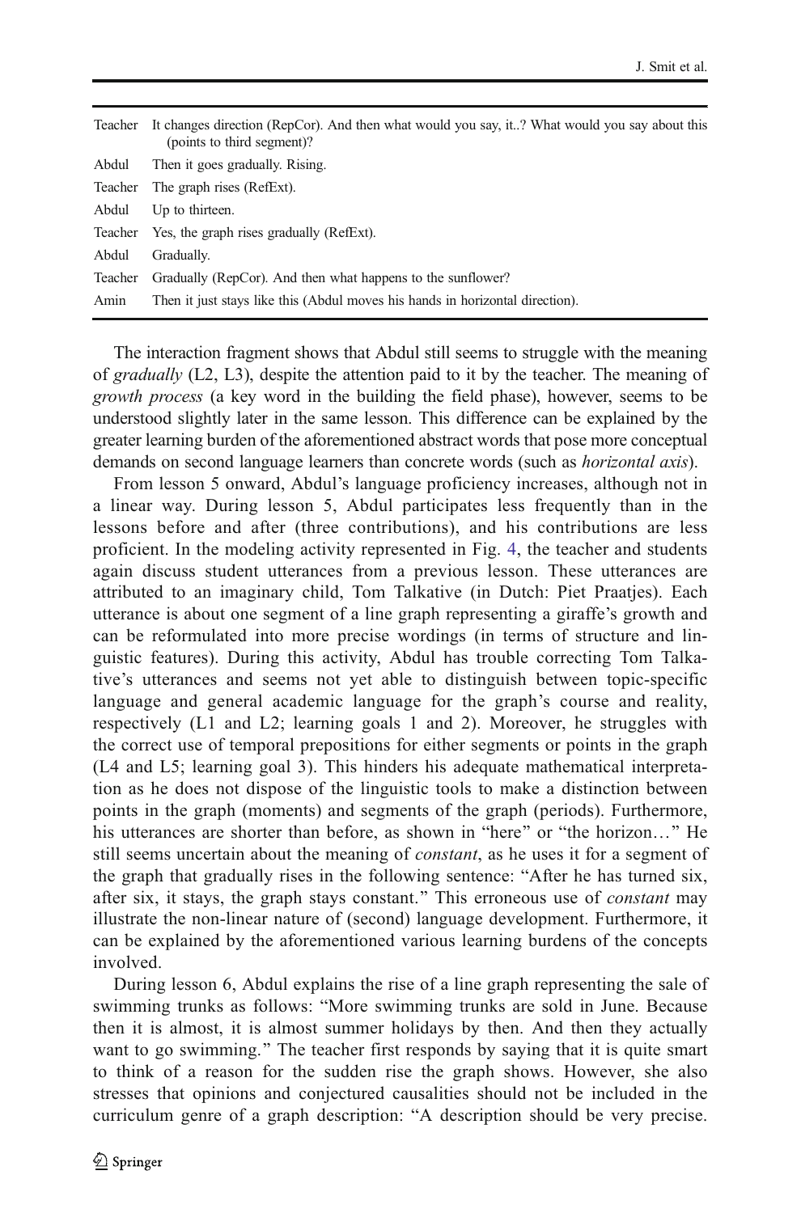| | |
|---|---|
| Teacher | It changes direction (RepCor). And then what would you say, it..? What would you say about this (points to third segment)? |
| Abdul | Then it goes gradually. Rising. |
| Teacher | The graph rises (RefExt). |
| Abdul | Up to thirteen. |
| Teacher | Yes, the graph rises gradually (RefExt). |
| Abdul | Gradually. |
| Teacher | Gradually (RepCor). And then what happens to the sunflower? |
| Amin | Then it just stays like this (Abdul moves his hands in horizontal direction). |

The interaction fragment shows that Abdul still seems to struggle with the meaning of *gradually* (L2, L3), despite the attention paid to it by the teacher. The meaning of *growth process* (a key word in the building the field phase), however, seems to be understood slightly later in the same lesson. This difference can be explained by the greater learning burden of the aforementioned abstract words that pose more conceptual demands on second language learners than concrete words (such as *horizontal axis*).

From lesson 5 onward, Abdul's language proficiency increases, although not in a linear way. During lesson 5, Abdul participates less frequently than in the lessons before and after (three contributions), and his contributions are less proficient. In the modeling activity represented in Fig. 4, the teacher and students again discuss student utterances from a previous lesson. These utterances are attributed to an imaginary child, Tom Talkative (in Dutch: Piet Praatjes). Each utterance is about one segment of a line graph representing a giraffe's growth and can be reformulated into more precise wordings (in terms of structure and linguistic features). During this activity, Abdul has trouble correcting Tom Talkative's utterances and seems not yet able to distinguish between topic-specific language and general academic language for the graph's course and reality, respectively (L1 and L2; learning goals 1 and 2). Moreover, he struggles with the correct use of temporal prepositions for either segments or points in the graph (L4 and L5; learning goal 3). This hinders his adequate mathematical interpretation as he does not dispose of the linguistic tools to make a distinction between points in the graph (moments) and segments of the graph (periods). Furthermore, his utterances are shorter than before, as shown in "here" or "the horizon…" He still seems uncertain about the meaning of *constant*, as he uses it for a segment of the graph that gradually rises in the following sentence: "After he has turned six, after six, it stays, the graph stays constant." This erroneous use of *constant* may illustrate the non-linear nature of (second) language development. Furthermore, it can be explained by the aforementioned various learning burdens of the concepts involved.

During lesson 6, Abdul explains the rise of a line graph representing the sale of swimming trunks as follows: "More swimming trunks are sold in June. Because then it is almost, it is almost summer holidays by then. And then they actually want to go swimming." The teacher first responds by saying that it is quite smart to think of a reason for the sudden rise the graph shows. However, she also stresses that opinions and conjectured causalities should not be included in the curriculum genre of a graph description: "A description should be very precise.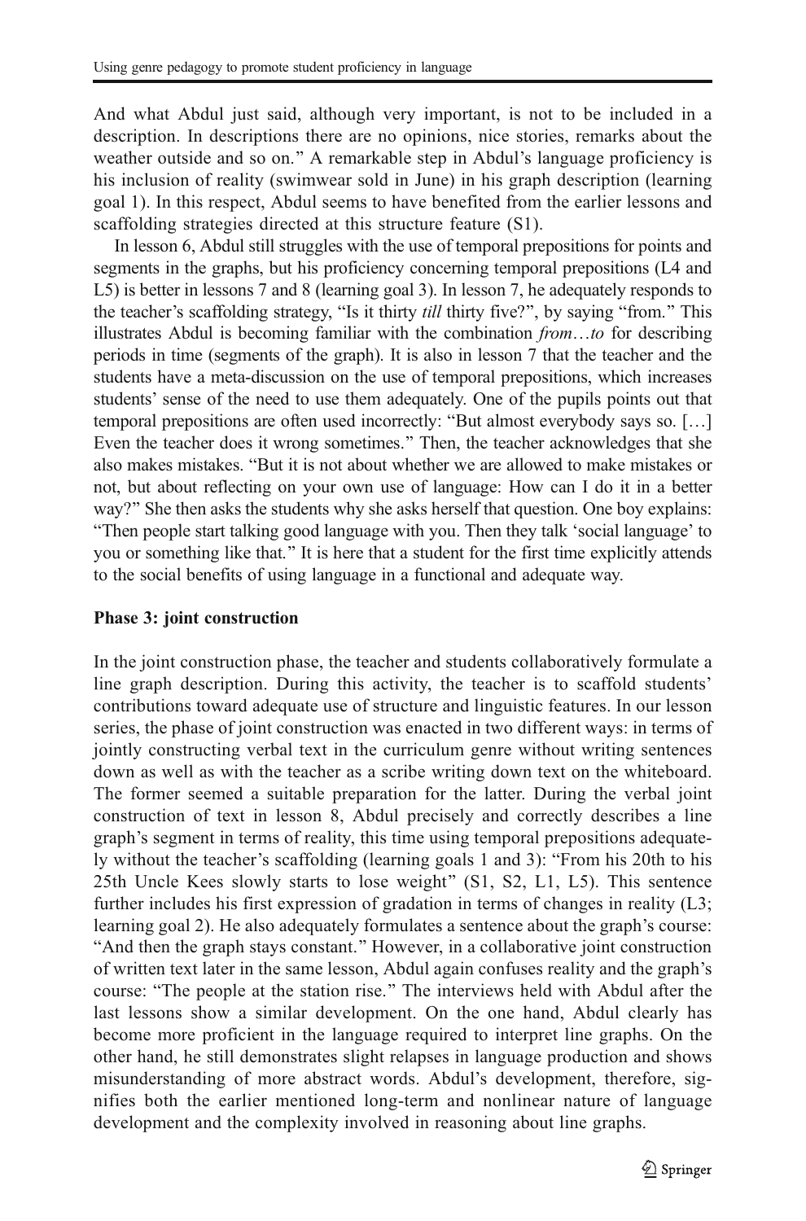And what Abdul just said, although very important, is not to be included in a description. In descriptions there are no opinions, nice stories, remarks about the weather outside and so on." A remarkable step in Abdul's language proficiency is his inclusion of reality (swimwear sold in June) in his graph description (learning goal 1). In this respect, Abdul seems to have benefited from the earlier lessons and scaffolding strategies directed at this structure feature (S1).

In lesson 6, Abdul still struggles with the use of temporal prepositions for points and segments in the graphs, but his proficiency concerning temporal prepositions (L4 and L5) is better in lessons 7 and 8 (learning goal 3). In lesson 7, he adequately responds to the teacher's scaffolding strategy, "Is it thirty *till* thirty five?", by saying "from." This illustrates Abdul is becoming familiar with the combination *from*…*to* for describing periods in time (segments of the graph). It is also in lesson 7 that the teacher and the students have a meta-discussion on the use of temporal prepositions, which increases students' sense of the need to use them adequately. One of the pupils points out that temporal prepositions are often used incorrectly: "But almost everybody says so. […] Even the teacher does it wrong sometimes." Then, the teacher acknowledges that she also makes mistakes. "But it is not about whether we are allowed to make mistakes or not, but about reflecting on your own use of language: How can I do it in a better way?" She then asks the students why she asks herself that question. One boy explains: "Then people start talking good language with you. Then they talk 'social language' to you or something like that." It is here that a student for the first time explicitly attends to the social benefits of using language in a functional and adequate way.

**Phase 3: joint construction**

In the joint construction phase, the teacher and students collaboratively formulate a line graph description. During this activity, the teacher is to scaffold students' contributions toward adequate use of structure and linguistic features. In our lesson series, the phase of joint construction was enacted in two different ways: in terms of jointly constructing verbal text in the curriculum genre without writing sentences down as well as with the teacher as a scribe writing down text on the whiteboard. The former seemed a suitable preparation for the latter. During the verbal joint construction of text in lesson 8, Abdul precisely and correctly describes a line graph's segment in terms of reality, this time using temporal prepositions adequately without the teacher's scaffolding (learning goals 1 and 3): "From his 20th to his 25th Uncle Kees slowly starts to lose weight" (S1, S2, L1, L5). This sentence further includes his first expression of gradation in terms of changes in reality (L3; learning goal 2). He also adequately formulates a sentence about the graph's course: "And then the graph stays constant." However, in a collaborative joint construction of written text later in the same lesson, Abdul again confuses reality and the graph's course: "The people at the station rise." The interviews held with Abdul after the last lessons show a similar development. On the one hand, Abdul clearly has become more proficient in the language required to interpret line graphs. On the other hand, he still demonstrates slight relapses in language production and shows misunderstanding of more abstract words. Abdul's development, therefore, signifies both the earlier mentioned long-term and nonlinear nature of language development and the complexity involved in reasoning about line graphs.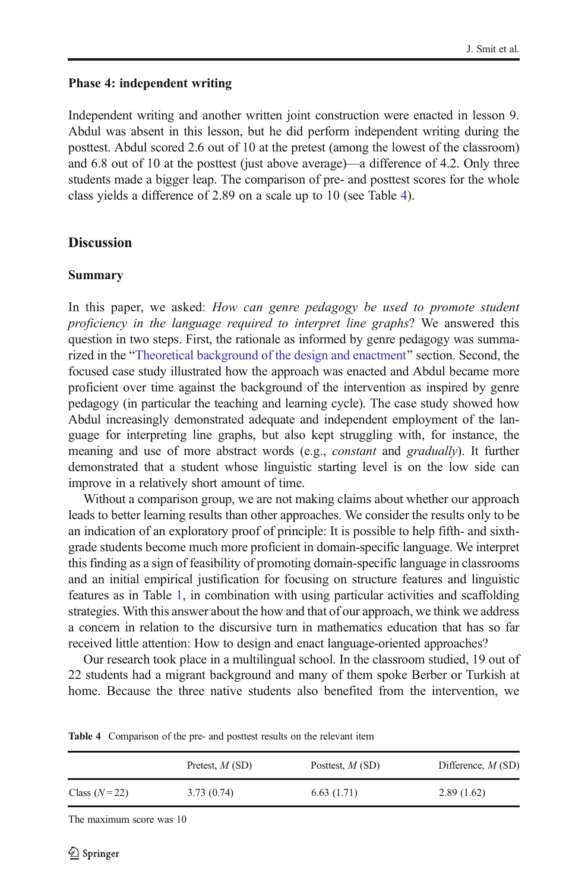### Phase 4: independent writing

Independent writing and another written joint construction were enacted in lesson 9. Abdul was absent in this lesson, but he did perform independent writing during the posttest. Abdul scored 2.6 out of 10 at the pretest (among the lowest of the classroom) and 6.8 out of 10 at the posttest (just above average)—a difference of 4.2. Only three students made a bigger leap. The comparison of pre- and posttest scores for the whole class yields a difference of 2.89 on a scale up to 10 (see Table 4).

## Discussion

### Summary

In this paper, we asked: *How can genre pedagogy be used to promote student proficiency in the language required to interpret line graphs*? We answered this question in two steps. First, the rationale as informed by genre pedagogy was summarized in the "Theoretical background of the design and enactment" section. Second, the focused case study illustrated how the approach was enacted and Abdul became more proficient over time against the background of the intervention as inspired by genre pedagogy (in particular the teaching and learning cycle). The case study showed how Abdul increasingly demonstrated adequate and independent employment of the language for interpreting line graphs, but also kept struggling with, for instance, the meaning and use of more abstract words (e.g., *constant* and *gradually*). It further demonstrated that a student whose linguistic starting level is on the low side can improve in a relatively short amount of time.

Without a comparison group, we are not making claims about whether our approach leads to better learning results than other approaches. We consider the results only to be an indication of an exploratory proof of principle: It is possible to help fifth- and sixth-grade students become much more proficient in domain-specific language. We interpret this finding as a sign of feasibility of promoting domain-specific language in classrooms and an initial empirical justification for focusing on structure features and linguistic features as in Table 1, in combination with using particular activities and scaffolding strategies. With this answer about the how and that of our approach, we think we address a concern in relation to the discursive turn in mathematics education that has so far received little attention: How to design and enact language-oriented approaches?

Our research took place in a multilingual school. In the classroom studied, 19 out of 22 students had a migrant background and many of them spoke Berber or Turkish at home. Because the three native students also benefited from the intervention, we

**Table 4** Comparison of the pre- and posttest results on the relevant item

| | Pretest, *M* (SD) | Posttest, *M* (SD) | Difference, *M* (SD) |
|---|---|---|---|
| Class ($N = 22$) | 3.73 (0.74) | 6.63 (1.71) | 2.89 (1.62) |

The maximum score was 10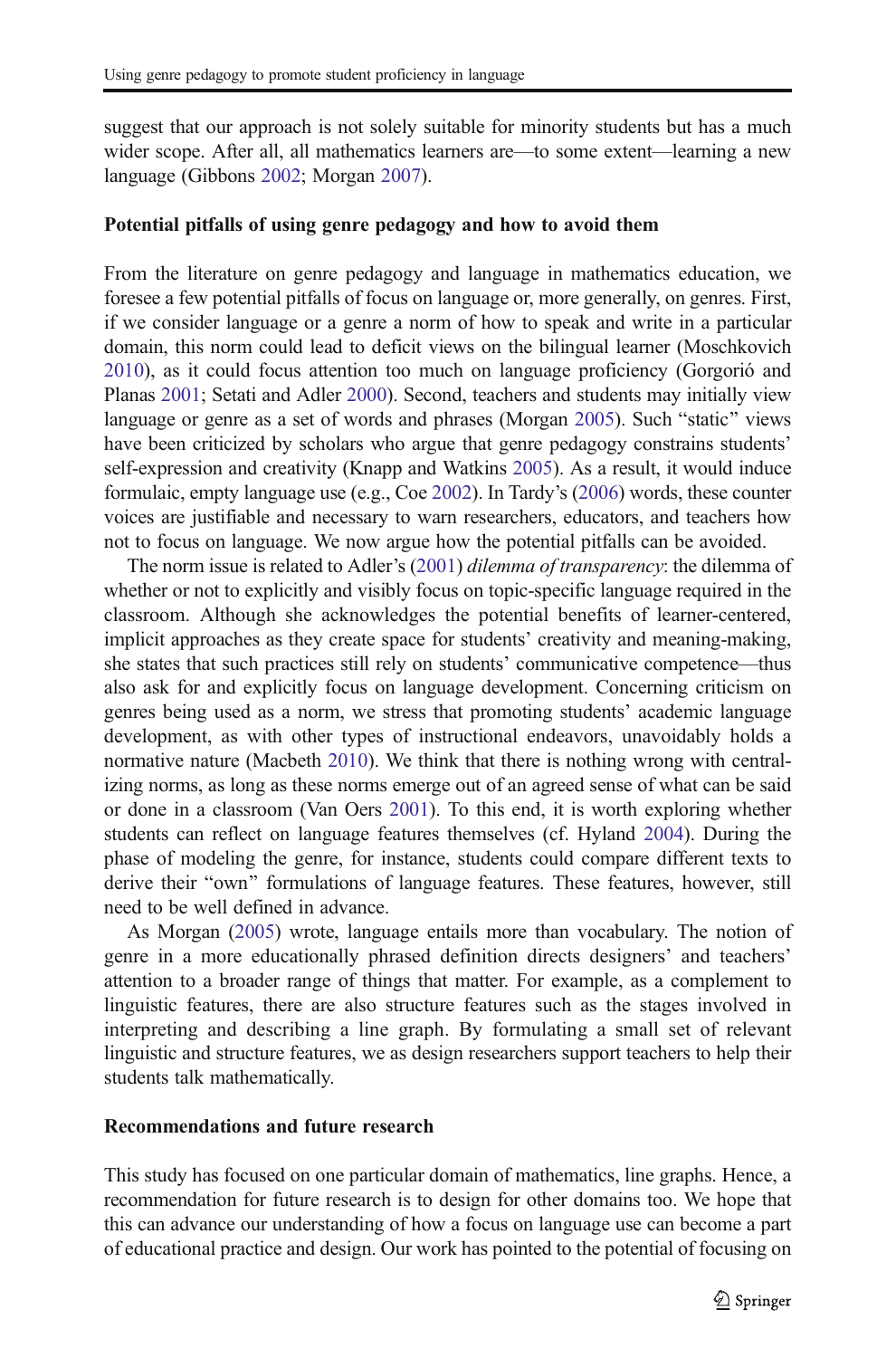suggest that our approach is not solely suitable for minority students but has a much wider scope. After all, all mathematics learners are—to some extent—learning a new language (Gibbons 2002; Morgan 2007).

### Potential pitfalls of using genre pedagogy and how to avoid them

From the literature on genre pedagogy and language in mathematics education, we foresee a few potential pitfalls of focus on language or, more generally, on genres. First, if we consider language or a genre a norm of how to speak and write in a particular domain, this norm could lead to deficit views on the bilingual learner (Moschkovich 2010), as it could focus attention too much on language proficiency (Gorgorió and Planas 2001; Setati and Adler 2000). Second, teachers and students may initially view language or genre as a set of words and phrases (Morgan 2005). Such "static" views have been criticized by scholars who argue that genre pedagogy constrains students' self-expression and creativity (Knapp and Watkins 2005). As a result, it would induce formulaic, empty language use (e.g., Coe 2002). In Tardy's (2006) words, these counter voices are justifiable and necessary to warn researchers, educators, and teachers how not to focus on language. We now argue how the potential pitfalls can be avoided.

The norm issue is related to Adler's (2001) *dilemma of transparency*: the dilemma of whether or not to explicitly and visibly focus on topic-specific language required in the classroom. Although she acknowledges the potential benefits of learner-centered, implicit approaches as they create space for students' creativity and meaning-making, she states that such practices still rely on students' communicative competence—thus also ask for and explicitly focus on language development. Concerning criticism on genres being used as a norm, we stress that promoting students' academic language development, as with other types of instructional endeavors, unavoidably holds a normative nature (Macbeth 2010). We think that there is nothing wrong with centralizing norms, as long as these norms emerge out of an agreed sense of what can be said or done in a classroom (Van Oers 2001). To this end, it is worth exploring whether students can reflect on language features themselves (cf. Hyland 2004). During the phase of modeling the genre, for instance, students could compare different texts to derive their "own" formulations of language features. These features, however, still need to be well defined in advance.

As Morgan (2005) wrote, language entails more than vocabulary. The notion of genre in a more educationally phrased definition directs designers' and teachers' attention to a broader range of things that matter. For example, as a complement to linguistic features, there are also structure features such as the stages involved in interpreting and describing a line graph. By formulating a small set of relevant linguistic and structure features, we as design researchers support teachers to help their students talk mathematically.

### Recommendations and future research

This study has focused on one particular domain of mathematics, line graphs. Hence, a recommendation for future research is to design for other domains too. We hope that this can advance our understanding of how a focus on language use can become a part of educational practice and design. Our work has pointed to the potential of focusing on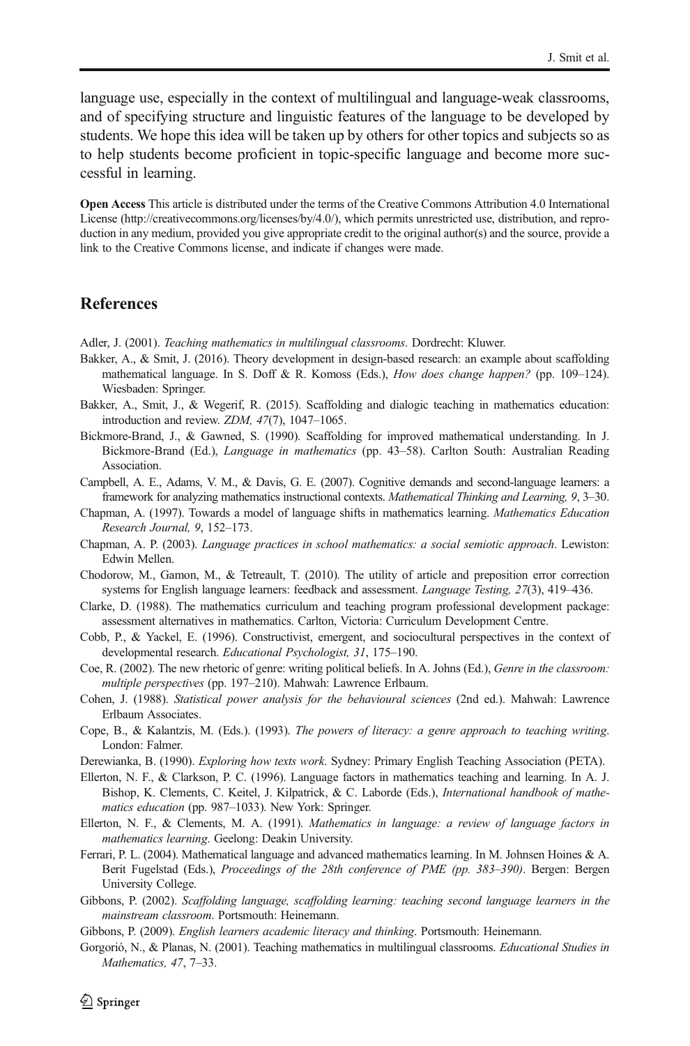language use, especially in the context of multilingual and language-weak classrooms, and of specifying structure and linguistic features of the language to be developed by students. We hope this idea will be taken up by others for other topics and subjects so as to help students become proficient in topic-specific language and become more successful in learning.

**Open Access** This article is distributed under the terms of the Creative Commons Attribution 4.0 International License (http://creativecommons.org/licenses/by/4.0/), which permits unrestricted use, distribution, and reproduction in any medium, provided you give appropriate credit to the original author(s) and the source, provide a link to the Creative Commons license, and indicate if changes were made.

## References

Adler, J. (2001). *Teaching mathematics in multilingual classrooms*. Dordrecht: Kluwer.

Bakker, A., & Smit, J. (2016). Theory development in design-based research: an example about scaffolding mathematical language. In S. Doff & R. Komoss (Eds.), *How does change happen?* (pp. 109–124). Wiesbaden: Springer.

Bakker, A., Smit, J., & Wegerif, R. (2015). Scaffolding and dialogic teaching in mathematics education: introduction and review. *ZDM, 47*(7), 1047–1065.

Bickmore-Brand, J., & Gawned, S. (1990). Scaffolding for improved mathematical understanding. In J. Bickmore-Brand (Ed.), *Language in mathematics* (pp. 43–58). Carlton South: Australian Reading Association.

Campbell, A. E., Adams, V. M., & Davis, G. E. (2007). Cognitive demands and second-language learners: a framework for analyzing mathematics instructional contexts. *Mathematical Thinking and Learning, 9*, 3–30.

Chapman, A. (1997). Towards a model of language shifts in mathematics learning. *Mathematics Education Research Journal, 9*, 152–173.

Chapman, A. P. (2003). *Language practices in school mathematics: a social semiotic approach*. Lewiston: Edwin Mellen.

Chodorow, M., Gamon, M., & Tetreault, T. (2010). The utility of article and preposition error correction systems for English language learners: feedback and assessment. *Language Testing, 27*(3), 419–436.

Clarke, D. (1988). The mathematics curriculum and teaching program professional development package: assessment alternatives in mathematics. Carlton, Victoria: Curriculum Development Centre.

Cobb, P., & Yackel, E. (1996). Constructivist, emergent, and sociocultural perspectives in the context of developmental research. *Educational Psychologist, 31*, 175–190.

Coe, R. (2002). The new rhetoric of genre: writing political beliefs. In A. Johns (Ed.), *Genre in the classroom: multiple perspectives* (pp. 197–210). Mahwah: Lawrence Erlbaum.

Cohen, J. (1988). *Statistical power analysis for the behavioural sciences* (2nd ed.). Mahwah: Lawrence Erlbaum Associates.

Cope, B., & Kalantzis, M. (Eds.). (1993). *The powers of literacy: a genre approach to teaching writing*. London: Falmer.

Derewianka, B. (1990). *Exploring how texts work*. Sydney: Primary English Teaching Association (PETA).

Ellerton, N. F., & Clarkson, P. C. (1996). Language factors in mathematics teaching and learning. In A. J. Bishop, K. Clements, C. Keitel, J. Kilpatrick, & C. Laborde (Eds.), *International handbook of mathematics education* (pp. 987–1033). New York: Springer.

Ellerton, N. F., & Clements, M. A. (1991). *Mathematics in language: a review of language factors in mathematics learning*. Geelong: Deakin University.

Ferrari, P. L. (2004). Mathematical language and advanced mathematics learning. In M. Johnsen Hoines & A. Berit Fugelstad (Eds.), *Proceedings of the 28th conference of PME (pp. 383–390)*. Bergen: Bergen University College.

Gibbons, P. (2002). *Scaffolding language, scaffolding learning: teaching second language learners in the mainstream classroom*. Portsmouth: Heinemann.

Gibbons, P. (2009). *English learners academic literacy and thinking*. Portsmouth: Heinemann.

Gorgorió, N., & Planas, N. (2001). Teaching mathematics in multilingual classrooms. *Educational Studies in Mathematics, 47*, 7–33.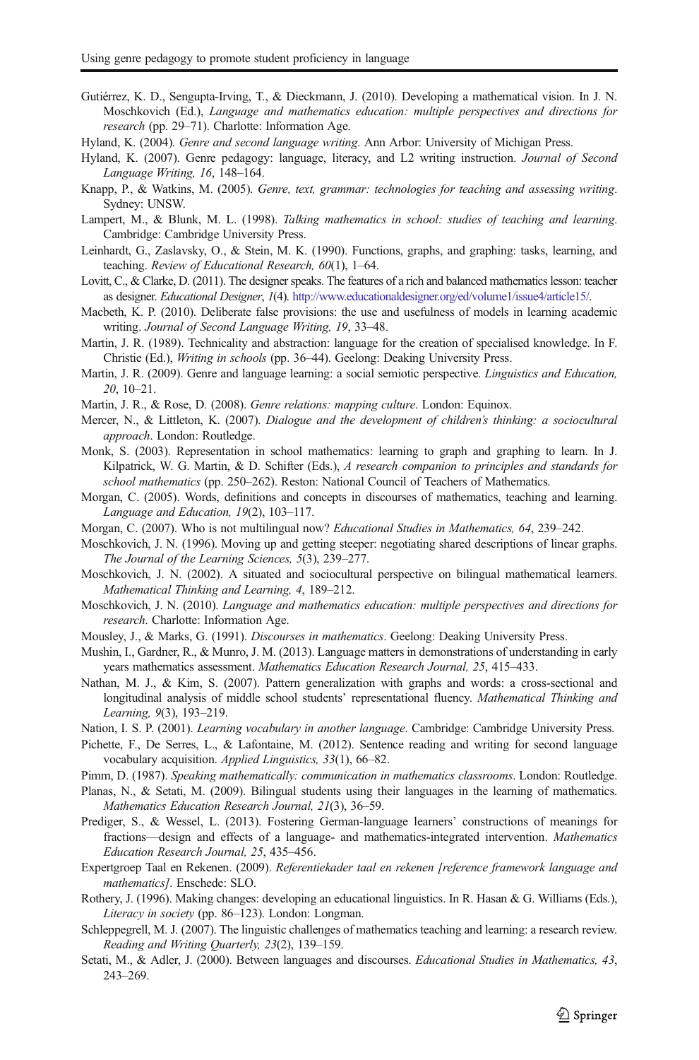Gutiérrez, K. D., Sengupta-Irving, T., & Dieckmann, J. (2010). Developing a mathematical vision. In J. N. Moschkovich (Ed.), *Language and mathematics education: multiple perspectives and directions for research* (pp. 29–71). Charlotte: Information Age.

Hyland, K. (2004). *Genre and second language writing*. Ann Arbor: University of Michigan Press.

Hyland, K. (2007). Genre pedagogy: language, literacy, and L2 writing instruction. *Journal of Second Language Writing, 16*, 148–164.

Knapp, P., & Watkins, M. (2005). *Genre, text, grammar: technologies for teaching and assessing writing*. Sydney: UNSW.

Lampert, M., & Blunk, M. L. (1998). *Talking mathematics in school: studies of teaching and learning*. Cambridge: Cambridge University Press.

Leinhardt, G., Zaslavsky, O., & Stein, M. K. (1990). Functions, graphs, and graphing: tasks, learning, and teaching. *Review of Educational Research, 60*(1), 1–64.

Lovitt, C., & Clarke, D. (2011). The designer speaks. The features of a rich and balanced mathematics lesson: teacher as designer. *Educational Designer*, *1*(4). http://www.educationaldesigner.org/ed/volume1/issue4/article15/.

Macbeth, K. P. (2010). Deliberate false provisions: the use and usefulness of models in learning academic writing. *Journal of Second Language Writing, 19*, 33–48.

Martin, J. R. (1989). Technicality and abstraction: language for the creation of specialised knowledge. In F. Christie (Ed.), *Writing in schools* (pp. 36–44). Geelong: Deaking University Press.

Martin, J. R. (2009). Genre and language learning: a social semiotic perspective. *Linguistics and Education, 20*, 10–21.

Martin, J. R., & Rose, D. (2008). *Genre relations: mapping culture*. London: Equinox.

Mercer, N., & Littleton, K. (2007). *Dialogue and the development of children's thinking: a sociocultural approach*. London: Routledge.

Monk, S. (2003). Representation in school mathematics: learning to graph and graphing to learn. In J. Kilpatrick, W. G. Martin, & D. Schifter (Eds.), *A research companion to principles and standards for school mathematics* (pp. 250–262). Reston: National Council of Teachers of Mathematics.

Morgan, C. (2005). Words, definitions and concepts in discourses of mathematics, teaching and learning. *Language and Education, 19*(2), 103–117.

Morgan, C. (2007). Who is not multilingual now? *Educational Studies in Mathematics, 64*, 239–242.

Moschkovich, J. N. (1996). Moving up and getting steeper: negotiating shared descriptions of linear graphs. *The Journal of the Learning Sciences, 5*(3), 239–277.

Moschkovich, J. N. (2002). A situated and sociocultural perspective on bilingual mathematical learners. *Mathematical Thinking and Learning, 4*, 189–212.

Moschkovich, J. N. (2010). *Language and mathematics education: multiple perspectives and directions for research*. Charlotte: Information Age.

Mousley, J., & Marks, G. (1991). *Discourses in mathematics*. Geelong: Deaking University Press.

Mushin, I., Gardner, R., & Munro, J. M. (2013). Language matters in demonstrations of understanding in early years mathematics assessment. *Mathematics Education Research Journal, 25*, 415–433.

Nathan, M. J., & Kim, S. (2007). Pattern generalization with graphs and words: a cross-sectional and longitudinal analysis of middle school students' representational fluency. *Mathematical Thinking and Learning, 9*(3), 193–219.

Nation, I. S. P. (2001). *Learning vocabulary in another language*. Cambridge: Cambridge University Press.

Pichette, F., De Serres, L., & Lafontaine, M. (2012). Sentence reading and writing for second language vocabulary acquisition. *Applied Linguistics, 33*(1), 66–82.

Pimm, D. (1987). *Speaking mathematically: communication in mathematics classrooms*. London: Routledge.

Planas, N., & Setati, M. (2009). Bilingual students using their languages in the learning of mathematics. *Mathematics Education Research Journal, 21*(3), 36–59.

Prediger, S., & Wessel, L. (2013). Fostering German-language learners' constructions of meanings for fractions—design and effects of a language- and mathematics-integrated intervention. *Mathematics Education Research Journal, 25*, 435–456.

Expertgroep Taal en Rekenen. (2009). *Referentiekader taal en rekenen [reference framework language and mathematics]*. Enschede: SLO.

Rothery, J. (1996). Making changes: developing an educational linguistics. In R. Hasan & G. Williams (Eds.), *Literacy in society* (pp. 86–123). London: Longman.

Schleppegrell, M. J. (2007). The linguistic challenges of mathematics teaching and learning: a research review. *Reading and Writing Quarterly, 23*(2), 139–159.

Setati, M., & Adler, J. (2000). Between languages and discourses. *Educational Studies in Mathematics, 43*, 243–269.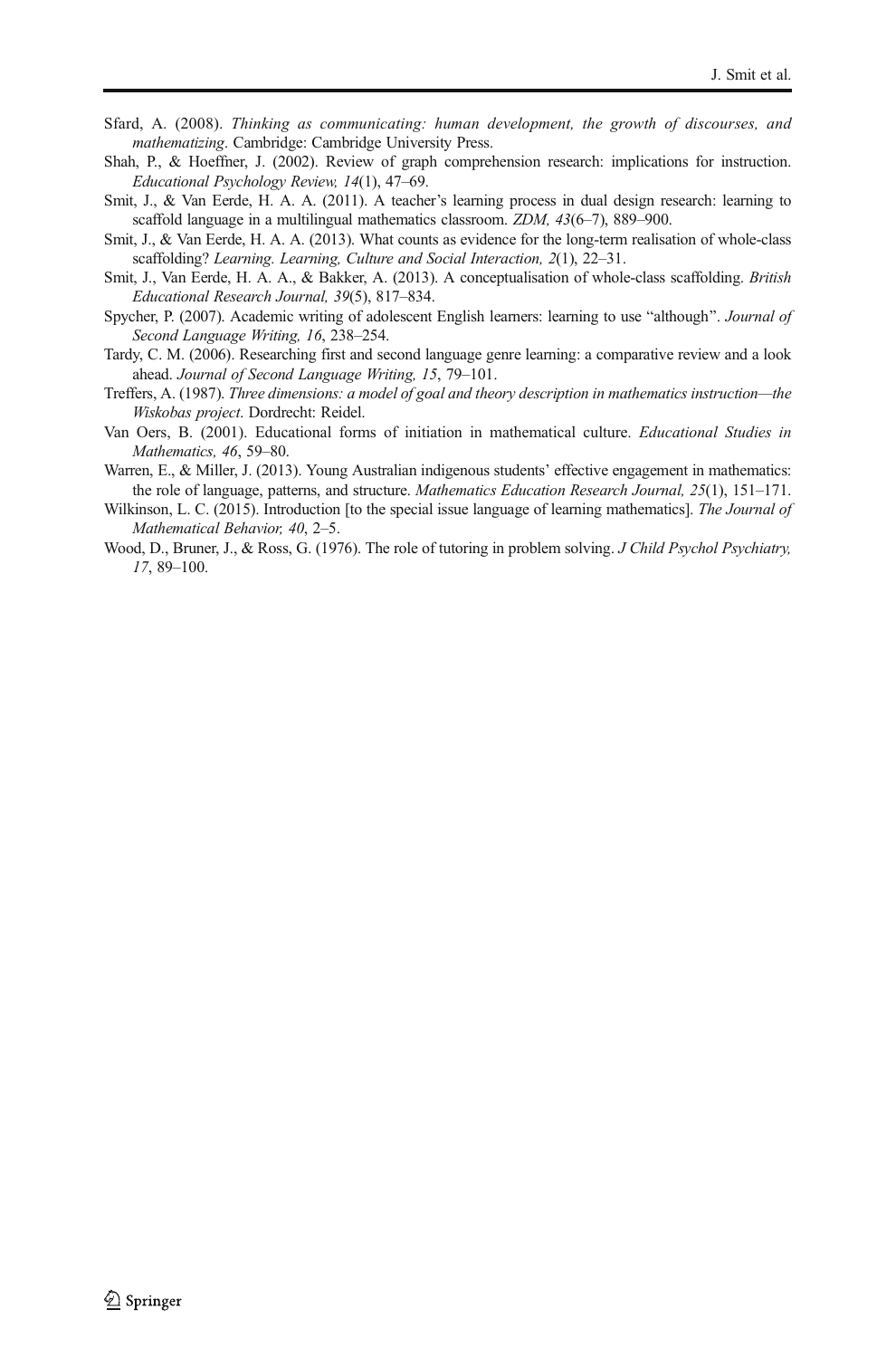Sfard, A. (2008). *Thinking as communicating: human development, the growth of discourses, and mathematizing*. Cambridge: Cambridge University Press.

Shah, P., & Hoeffner, J. (2002). Review of graph comprehension research: implications for instruction. *Educational Psychology Review, 14*(1), 47–69.

Smit, J., & Van Eerde, H. A. A. (2011). A teacher's learning process in dual design research: learning to scaffold language in a multilingual mathematics classroom. *ZDM, 43*(6–7), 889–900.

Smit, J., & Van Eerde, H. A. A. (2013). What counts as evidence for the long-term realisation of whole-class scaffolding? *Learning. Learning, Culture and Social Interaction, 2*(1), 22–31.

Smit, J., Van Eerde, H. A. A., & Bakker, A. (2013). A conceptualisation of whole-class scaffolding. *British Educational Research Journal, 39*(5), 817–834.

Spycher, P. (2007). Academic writing of adolescent English learners: learning to use "although". *Journal of Second Language Writing, 16*, 238–254.

Tardy, C. M. (2006). Researching first and second language genre learning: a comparative review and a look ahead. *Journal of Second Language Writing, 15*, 79–101.

Treffers, A. (1987). *Three dimensions: a model of goal and theory description in mathematics instruction—the Wiskobas project*. Dordrecht: Reidel.

Van Oers, B. (2001). Educational forms of initiation in mathematical culture. *Educational Studies in Mathematics, 46*, 59–80.

Warren, E., & Miller, J. (2013). Young Australian indigenous students' effective engagement in mathematics: the role of language, patterns, and structure. *Mathematics Education Research Journal, 25*(1), 151–171.

Wilkinson, L. C. (2015). Introduction [to the special issue language of learning mathematics]. *The Journal of Mathematical Behavior, 40*, 2–5.

Wood, D., Bruner, J., & Ross, G. (1976). The role of tutoring in problem solving. *J Child Psychol Psychiatry, 17*, 89–100.